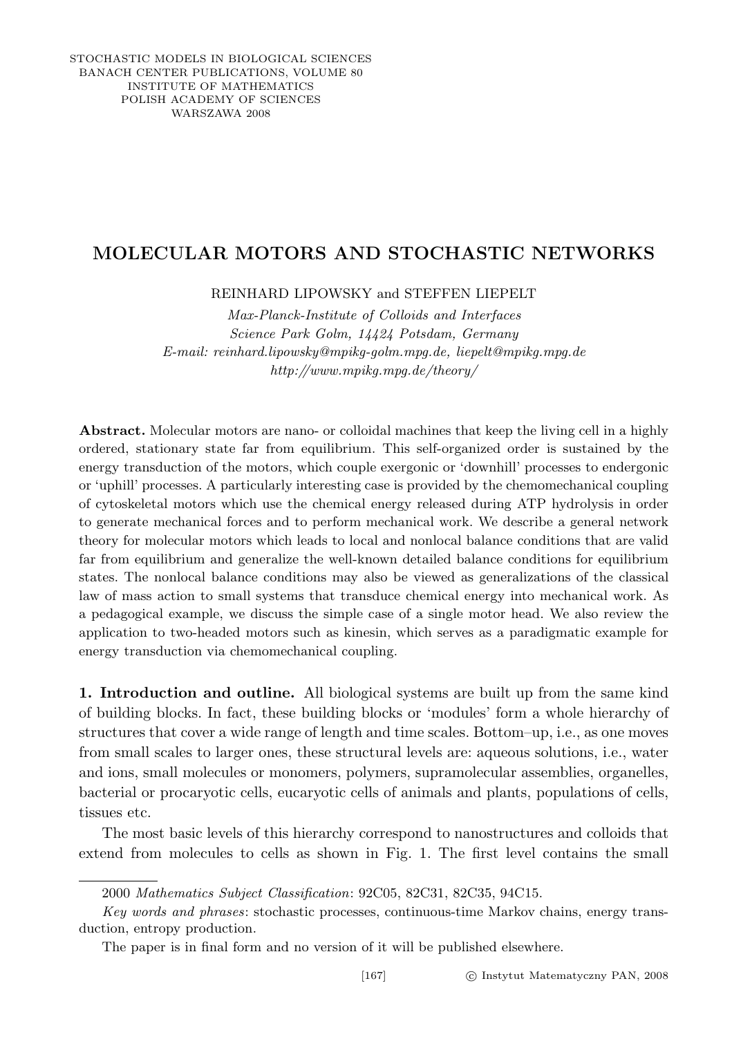STOCHASTIC MODELS IN BIOLOGICAL SCIENCES
BANACH CENTER PUBLICATIONS, VOLUME 80
INSTITUTE OF MATHEMATICS
POLISH ACADEMY OF SCIENCES
WARSZAWA 2008

# MOLECULAR MOTORS AND STOCHASTIC NETWORKS

REINHARD LIPOWSKY and STEFFEN LIEPELT

*Max-Planck-Institute of Colloids and Interfaces*
*Science Park Golm, 14424 Potsdam, Germany*
*E-mail: reinhard.lipowsky@mpikg-golm.mpg.de, liepelt@mpikg.mpg.de*
*http://www.mpikg.mpg.de/theory/*

**Abstract.** Molecular motors are nano- or colloidal machines that keep the living cell in a highly ordered, stationary state far from equilibrium. This self-organized order is sustained by the energy transduction of the motors, which couple exergonic or 'downhill' processes to endergonic or 'uphill' processes. A particularly interesting case is provided by the chemomechanical coupling of cytoskeletal motors which use the chemical energy released during ATP hydrolysis in order to generate mechanical forces and to perform mechanical work. We describe a general network theory for molecular motors which leads to local and nonlocal balance conditions that are valid far from equilibrium and generalize the well-known detailed balance conditions for equilibrium states. The nonlocal balance conditions may also be viewed as generalizations of the classical law of mass action to small systems that transduce chemical energy into mechanical work. As a pedagogical example, we discuss the simple case of a single motor head. We also review the application to two-headed motors such as kinesin, which serves as a paradigmatic example for energy transduction via chemomechanical coupling.

**1. Introduction and outline.** All biological systems are built up from the same kind of building blocks. In fact, these building blocks or 'modules' form a whole hierarchy of structures that cover a wide range of length and time scales. Bottom–up, i.e., as one moves from small scales to larger ones, these structural levels are: aqueous solutions, i.e., water and ions, small molecules or monomers, polymers, supramolecular assemblies, organelles, bacterial or procaryotic cells, eucaryotic cells of animals and plants, populations of cells, tissues etc.

The most basic levels of this hierarchy correspond to nanostructures and colloids that extend from molecules to cells as shown in Fig. 1. The first level contains the small

---

2000 *Mathematics Subject Classification*: 92C05, 82C31, 82C35, 94C15.

*Key words and phrases*: stochastic processes, continuous-time Markov chains, energy transduction, entropy production.

The paper is in final form and no version of it will be published elsewhere.

[167] © Instytut Matematyczny PAN, 2008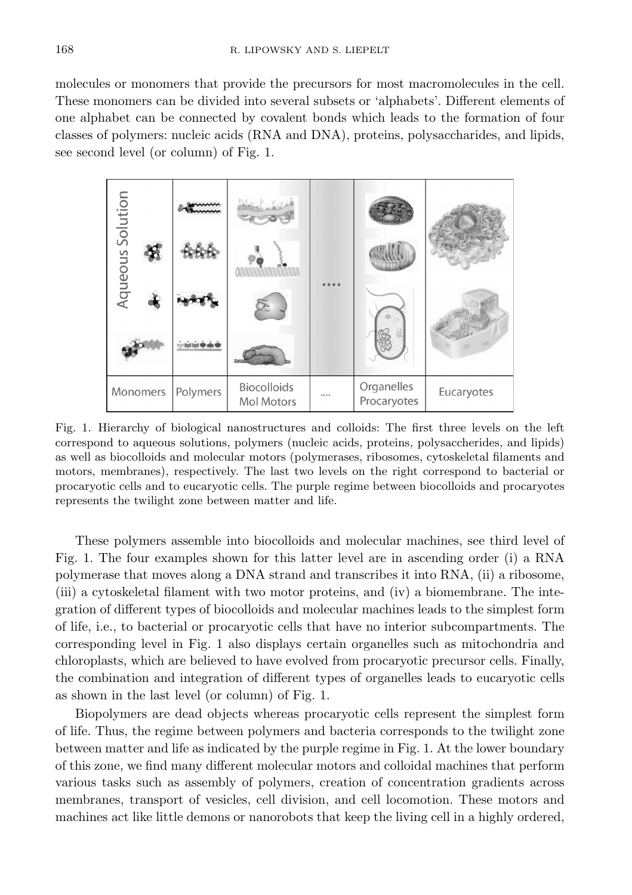molecules or monomers that provide the precursors for most macromolecules in the cell. These monomers can be divided into several subsets or 'alphabets'. Different elements of one alphabet can be connected by covalent bonds which leads to the formation of four classes of polymers: nucleic acids (RNA and DNA), proteins, polysaccharides, and lipids, see second level (or column) of Fig. 1.

Fig. 1. Hierarchy of biological nanostructures and colloids: The first three levels on the left correspond to aqueous solutions, polymers (nucleic acids, proteins, polysaccharides, and lipids) as well as biocolloids and molecular motors (polymerases, ribosomes, cytoskeletal filaments and motors, membranes), respectively. The last two levels on the right correspond to bacterial or procaryotic cells and to eucaryotic cells. The purple regime between biocolloids and procaryotes represents the twilight zone between matter and life.

These polymers assemble into biocolloids and molecular machines, see third level of Fig. 1. The four examples shown for this latter level are in ascending order (i) a RNA polymerase that moves along a DNA strand and transcribes it into RNA, (ii) a ribosome, (iii) a cytoskeletal filament with two motor proteins, and (iv) a biomembrane. The integration of different types of biocolloids and molecular machines leads to the simplest form of life, i.e., to bacterial or procaryotic cells that have no interior subcompartments. The corresponding level in Fig. 1 also displays certain organelles such as mitochondria and chloroplasts, which are believed to have evolved from procaryotic precursor cells. Finally, the combination and integration of different types of organelles leads to eucaryotic cells as shown in the last level (or column) of Fig. 1.

Biopolymers are dead objects whereas procaryotic cells represent the simplest form of life. Thus, the regime between polymers and bacteria corresponds to the twilight zone between matter and life as indicated by the purple regime in Fig. 1. At the lower boundary of this zone, we find many different molecular motors and colloidal machines that perform various tasks such as assembly of polymers, creation of concentration gradients across membranes, transport of vesicles, cell division, and cell locomotion. These motors and machines act like little demons or nanorobots that keep the living cell in a highly ordered,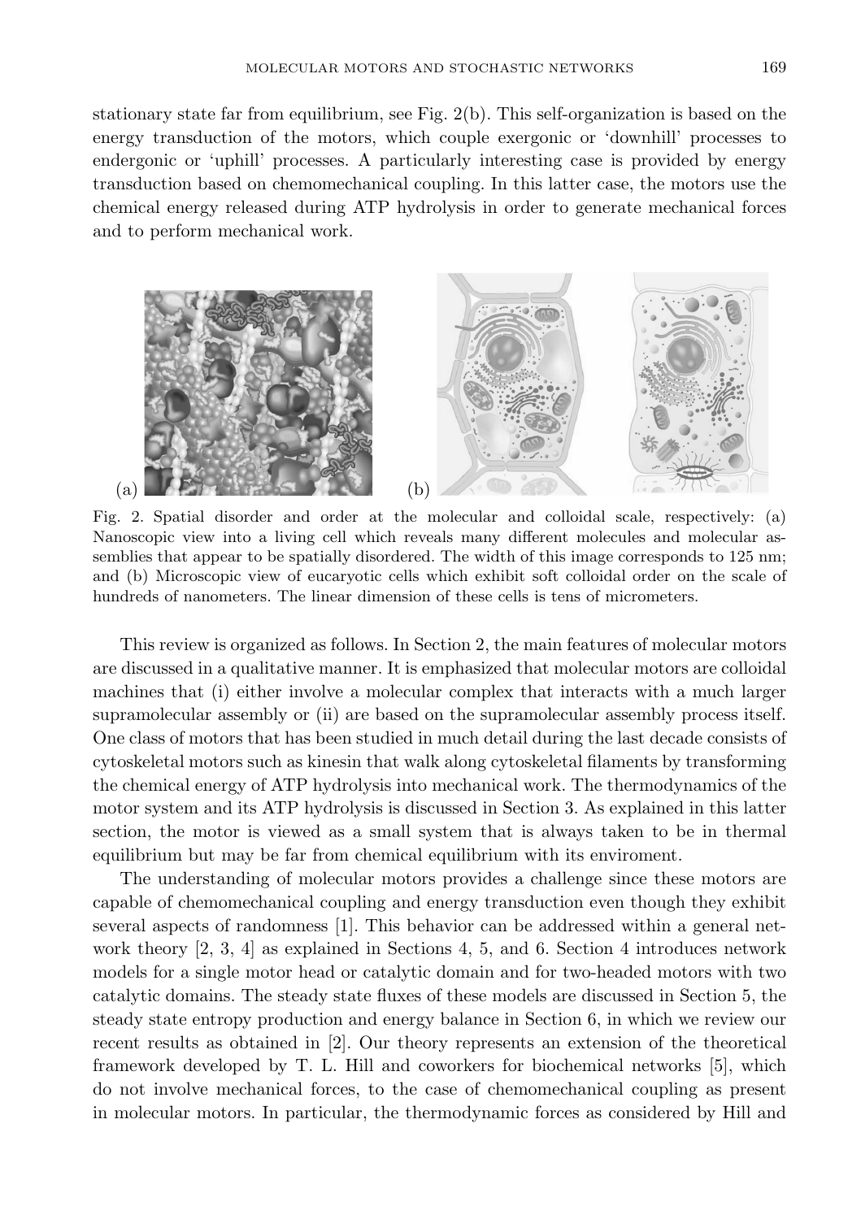stationary state far from equilibrium, see Fig. 2(b). This self-organization is based on the energy transduction of the motors, which couple exergonic or 'downhill' processes to endergonic or 'uphill' processes. A particularly interesting case is provided by energy transduction based on chemomechanical coupling. In this latter case, the motors use the chemical energy released during ATP hydrolysis in order to generate mechanical forces and to perform mechanical work.

Fig. 2. Spatial disorder and order at the molecular and colloidal scale, respectively: (a) Nanoscopic view into a living cell which reveals many different molecules and molecular assemblies that appear to be spatially disordered. The width of this image corresponds to 125 nm; and (b) Microscopic view of eucaryotic cells which exhibit soft colloidal order on the scale of hundreds of nanometers. The linear dimension of these cells is tens of micrometers.

This review is organized as follows. In Section 2, the main features of molecular motors are discussed in a qualitative manner. It is emphasized that molecular motors are colloidal machines that (i) either involve a molecular complex that interacts with a much larger supramolecular assembly or (ii) are based on the supramolecular assembly process itself. One class of motors that has been studied in much detail during the last decade consists of cytoskeletal motors such as kinesin that walk along cytoskeletal filaments by transforming the chemical energy of ATP hydrolysis into mechanical work. The thermodynamics of the motor system and its ATP hydrolysis is discussed in Section 3. As explained in this latter section, the motor is viewed as a small system that is always taken to be in thermal equilibrium but may be far from chemical equilibrium with its enviroment.

The understanding of molecular motors provides a challenge since these motors are capable of chemomechanical coupling and energy transduction even though they exhibit several aspects of randomness [1]. This behavior can be addressed within a general network theory [2, 3, 4] as explained in Sections 4, 5, and 6. Section 4 introduces network models for a single motor head or catalytic domain and for two-headed motors with two catalytic domains. The steady state fluxes of these models are discussed in Section 5, the steady state entropy production and energy balance in Section 6, in which we review our recent results as obtained in [2]. Our theory represents an extension of the theoretical framework developed by T. L. Hill and coworkers for biochemical networks [5], which do not involve mechanical forces, to the case of chemomechanical coupling as present in molecular motors. In particular, the thermodynamic forces as considered by Hill and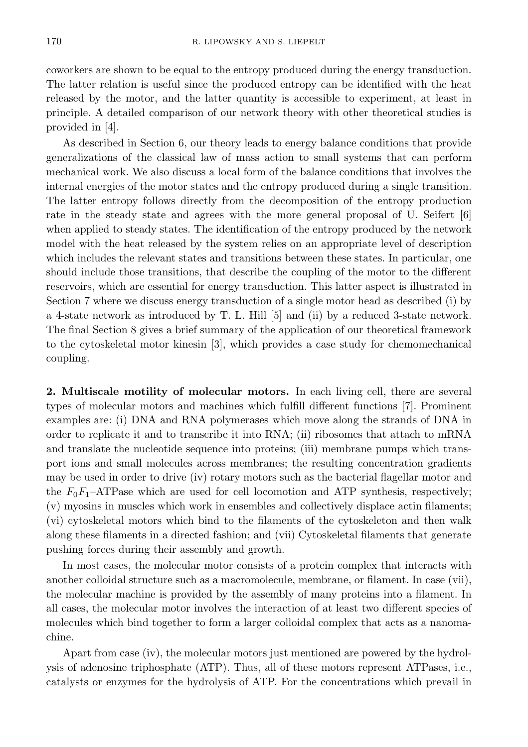coworkers are shown to be equal to the entropy produced during the energy transduction. The latter relation is useful since the produced entropy can be identified with the heat released by the motor, and the latter quantity is accessible to experiment, at least in principle. A detailed comparison of our network theory with other theoretical studies is provided in [4].

As described in Section 6, our theory leads to energy balance conditions that provide generalizations of the classical law of mass action to small systems that can perform mechanical work. We also discuss a local form of the balance conditions that involves the internal energies of the motor states and the entropy produced during a single transition. The latter entropy follows directly from the decomposition of the entropy production rate in the steady state and agrees with the more general proposal of U. Seifert [6] when applied to steady states. The identification of the entropy produced by the network model with the heat released by the system relies on an appropriate level of description which includes the relevant states and transitions between these states. In particular, one should include those transitions, that describe the coupling of the motor to the different reservoirs, which are essential for energy transduction. This latter aspect is illustrated in Section 7 where we discuss energy transduction of a single motor head as described (i) by a 4-state network as introduced by T. L. Hill [5] and (ii) by a reduced 3-state network. The final Section 8 gives a brief summary of the application of our theoretical framework to the cytoskeletal motor kinesin [3], which provides a case study for chemomechanical coupling.

**2. Multiscale motility of molecular motors.** In each living cell, there are several types of molecular motors and machines which fulfill different functions [7]. Prominent examples are: (i) DNA and RNA polymerases which move along the strands of DNA in order to replicate it and to transcribe it into RNA; (ii) ribosomes that attach to mRNA and translate the nucleotide sequence into proteins; (iii) membrane pumps which transport ions and small molecules across membranes; the resulting concentration gradients may be used in order to drive (iv) rotary motors such as the bacterial flagellar motor and the $F_0F_1$–ATPase which are used for cell locomotion and ATP synthesis, respectively; (v) myosins in muscles which work in ensembles and collectively displace actin filaments; (vi) cytoskeletal motors which bind to the filaments of the cytoskeleton and then walk along these filaments in a directed fashion; and (vii) Cytoskeletal filaments that generate pushing forces during their assembly and growth.

In most cases, the molecular motor consists of a protein complex that interacts with another colloidal structure such as a macromolecule, membrane, or filament. In case (vii), the molecular machine is provided by the assembly of many proteins into a filament. In all cases, the molecular motor involves the interaction of at least two different species of molecules which bind together to form a larger colloidal complex that acts as a nanomachine.

Apart from case (iv), the molecular motors just mentioned are powered by the hydrolysis of adenosine triphosphate (ATP). Thus, all of these motors represent ATPases, i.e., catalysts or enzymes for the hydrolysis of ATP. For the concentrations which prevail in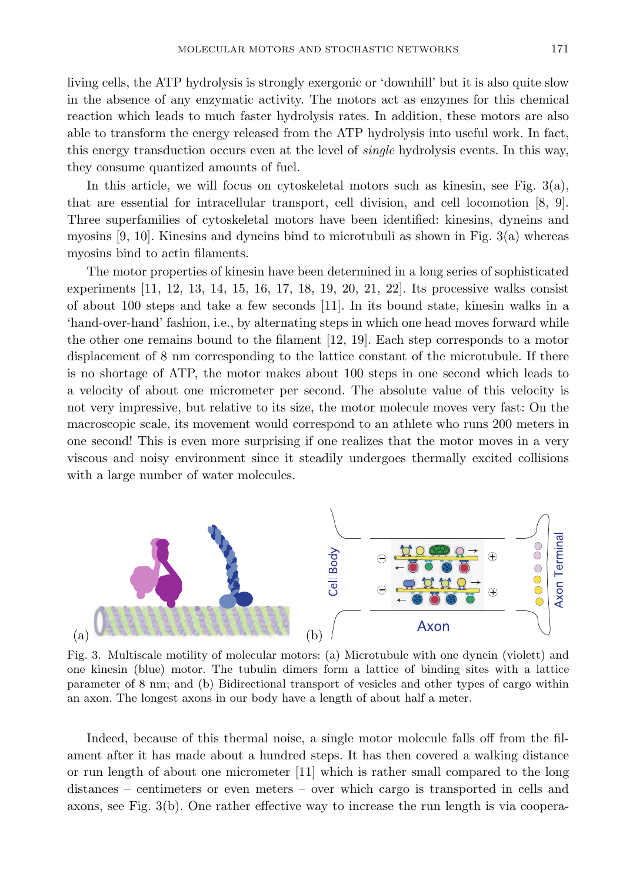living cells, the ATP hydrolysis is strongly exergonic or 'downhill' but it is also quite slow in the absence of any enzymatic activity. The motors act as enzymes for this chemical reaction which leads to much faster hydrolysis rates. In addition, these motors are also able to transform the energy released from the ATP hydrolysis into useful work. In fact, this energy transduction occurs even at the level of *single* hydrolysis events. In this way, they consume quantized amounts of fuel.

In this article, we will focus on cytoskeletal motors such as kinesin, see Fig. 3(a), that are essential for intracellular transport, cell division, and cell locomotion [8, 9]. Three superfamilies of cytoskeletal motors have been identified: kinesins, dyneins and myosins [9, 10]. Kinesins and dyneins bind to microtubuli as shown in Fig. 3(a) whereas myosins bind to actin filaments.

The motor properties of kinesin have been determined in a long series of sophisticated experiments [11, 12, 13, 14, 15, 16, 17, 18, 19, 20, 21, 22]. Its processive walks consist of about 100 steps and take a few seconds [11]. In its bound state, kinesin walks in a 'hand-over-hand' fashion, i.e., by alternating steps in which one head moves forward while the other one remains bound to the filament [12, 19]. Each step corresponds to a motor displacement of 8 nm corresponding to the lattice constant of the microtubule. If there is no shortage of ATP, the motor makes about 100 steps in one second which leads to a velocity of about one micrometer per second. The absolute value of this velocity is not very impressive, but relative to its size, the motor molecule moves very fast: On the macroscopic scale, its movement would correspond to an athlete who runs 200 meters in one second! This is even more surprising if one realizes that the motor moves in a very viscous and noisy environment since it steadily undergoes thermally excited collisions with a large number of water molecules.

Fig. 3. Multiscale motility of molecular motors: (a) Microtubule with one dynein (violett) and one kinesin (blue) motor. The tubulin dimers form a lattice of binding sites with a lattice parameter of 8 nm; and (b) Bidirectional transport of vesicles and other types of cargo within an axon. The longest axons in our body have a length of about half a meter.

Indeed, because of this thermal noise, a single motor molecule falls off from the filament after it has made about a hundred steps. It has then covered a walking distance or run length of about one micrometer [11] which is rather small compared to the long distances – centimeters or even meters – over which cargo is transported in cells and axons, see Fig. 3(b). One rather effective way to increase the run length is via coopera-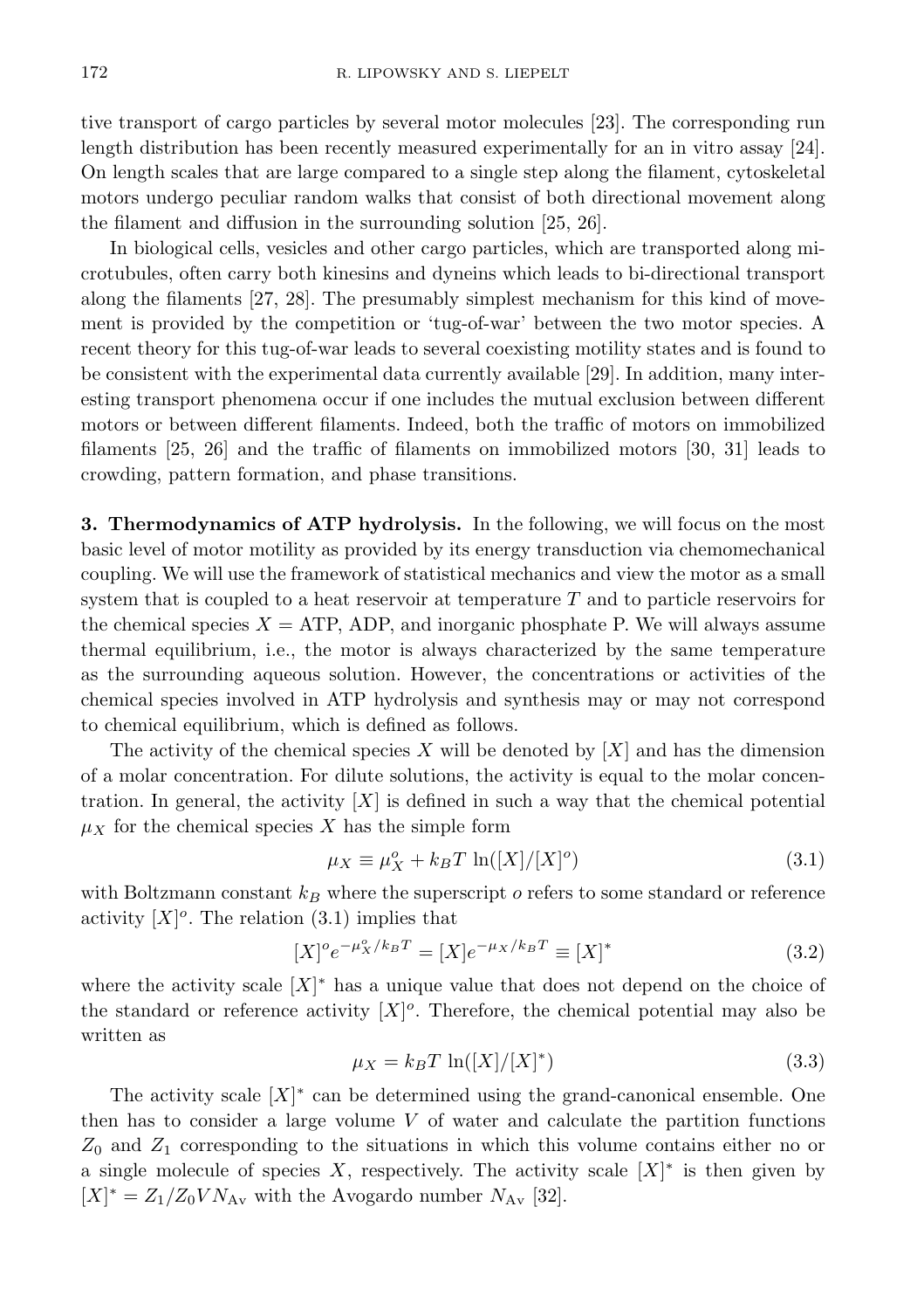tive transport of cargo particles by several motor molecules [23]. The corresponding run length distribution has been recently measured experimentally for an in vitro assay [24]. On length scales that are large compared to a single step along the filament, cytoskeletal motors undergo peculiar random walks that consist of both directional movement along the filament and diffusion in the surrounding solution [25, 26].

In biological cells, vesicles and other cargo particles, which are transported along microtubules, often carry both kinesins and dyneins which leads to bi-directional transport along the filaments [27, 28]. The presumably simplest mechanism for this kind of movement is provided by the competition or 'tug-of-war' between the two motor species. A recent theory for this tug-of-war leads to several coexisting motility states and is found to be consistent with the experimental data currently available [29]. In addition, many interesting transport phenomena occur if one includes the mutual exclusion between different motors or between different filaments. Indeed, both the traffic of motors on immobilized filaments [25, 26] and the traffic of filaments on immobilized motors [30, 31] leads to crowding, pattern formation, and phase transitions.

**3. Thermodynamics of ATP hydrolysis.** In the following, we will focus on the most basic level of motor motility as provided by its energy transduction via chemomechanical coupling. We will use the framework of statistical mechanics and view the motor as a small system that is coupled to a heat reservoir at temperature $T$ and to particle reservoirs for the chemical species $X$ = ATP, ADP, and inorganic phosphate P. We will always assume thermal equilibrium, i.e., the motor is always characterized by the same temperature as the surrounding aqueous solution. However, the concentrations or activities of the chemical species involved in ATP hydrolysis and synthesis may or may not correspond to chemical equilibrium, which is defined as follows.

The activity of the chemical species $X$ will be denoted by $[X]$ and has the dimension of a molar concentration. For dilute solutions, the activity is equal to the molar concentration. In general, the activity $[X]$ is defined in such a way that the chemical potential $\mu_X$ for the chemical species $X$ has the simple form

$$\mu_X \equiv \mu_X^o + k_B T \, \ln([X]/[X]^o) \tag{3.1}$$

with Boltzmann constant $k_B$ where the superscript $o$ refers to some standard or reference activity $[X]^o$. The relation (3.1) implies that

$$[X]^o e^{-\mu_X^o/k_B T} = [X] e^{-\mu_X/k_B T} \equiv [X]^* \tag{3.2}$$

where the activity scale $[X]^*$ has a unique value that does not depend on the choice of the standard or reference activity $[X]^o$. Therefore, the chemical potential may also be written as

$$\mu_X = k_B T \, \ln([X]/[X]^*) \tag{3.3}$$

The activity scale $[X]^*$ can be determined using the grand-canonical ensemble. One then has to consider a large volume $V$ of water and calculate the partition functions $Z_0$ and $Z_1$ corresponding to the situations in which this volume contains either no or a single molecule of species $X$, respectively. The activity scale $[X]^*$ is then given by $[X]^* = Z_1/Z_0 V N_{\text{Av}}$ with the Avogardo number $N_{\text{Av}}$ [32].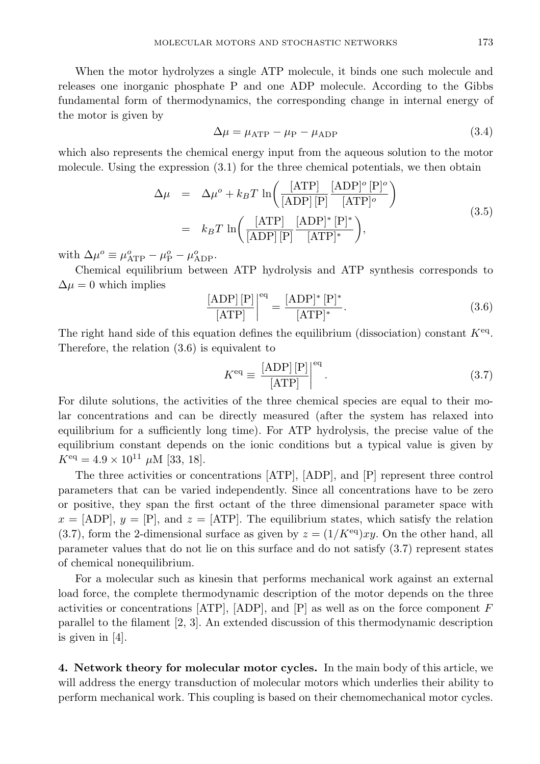When the motor hydrolyzes a single ATP molecule, it binds one such molecule and releases one inorganic phosphate P and one ADP molecule. According to the Gibbs fundamental form of thermodynamics, the corresponding change in internal energy of the motor is given by

$$\Delta\mu = \mu_{\mathrm{ATP}} - \mu_{\mathrm{P}} - \mu_{\mathrm{ADP}} \tag{3.4}$$

which also represents the chemical energy input from the aqueous solution to the motor molecule. Using the expression (3.1) for the three chemical potentials, we then obtain

$$\begin{aligned}
\Delta\mu &= \Delta\mu^o + k_B T \, \ln\!\left( \frac{[\mathrm{ATP}]}{[\mathrm{ADP}]\,[\mathrm{P}]} \frac{[\mathrm{ADP}]^o\,[\mathrm{P}]^o}{[\mathrm{ATP}]^o} \right) \\
&= k_B T \, \ln\!\left( \frac{[\mathrm{ATP}]}{[\mathrm{ADP}]\,[\mathrm{P}]} \frac{[\mathrm{ADP}]^*\,[\mathrm{P}]^*}{[\mathrm{ATP}]^*} \right),
\end{aligned} \tag{3.5}$$

with $\Delta\mu^o \equiv \mu^o_{\mathrm{ATP}} - \mu^o_{\mathrm{P}} - \mu^o_{\mathrm{ADP}}$.

Chemical equilibrium between ATP hydrolysis and ATP synthesis corresponds to $\Delta\mu = 0$ which implies

$$\left. \frac{[\mathrm{ADP}]\,[\mathrm{P}]}{[\mathrm{ATP}]} \right|^{\mathrm{eq}} = \frac{[\mathrm{ADP}]^*\,[\mathrm{P}]^*}{[\mathrm{ATP}]^*}. \tag{3.6}$$

The right hand side of this equation defines the equilibrium (dissociation) constant $K^{\mathrm{eq}}$. Therefore, the relation (3.6) is equivalent to

$$K^{\mathrm{eq}} \equiv \left. \frac{[\mathrm{ADP}]\,[\mathrm{P}]}{[\mathrm{ATP}]} \right|^{\mathrm{eq}}. \tag{3.7}$$

For dilute solutions, the activities of the three chemical species are equal to their molar concentrations and can be directly measured (after the system has relaxed into equilibrium for a sufficiently long time). For ATP hydrolysis, the precise value of the equilibrium constant depends on the ionic conditions but a typical value is given by $K^{\mathrm{eq}} = 4.9 \times 10^{11}$ $\mu$M [33, 18].

The three activities or concentrations [ATP], [ADP], and [P] represent three control parameters that can be varied independently. Since all concentrations have to be zero or positive, they span the first octant of the three dimensional parameter space with $x = [\mathrm{ADP}]$, $y = [\mathrm{P}]$, and $z = [\mathrm{ATP}]$. The equilibrium states, which satisfy the relation (3.7), form the 2-dimensional surface as given by $z = (1/K^{\mathrm{eq}})xy$. On the other hand, all parameter values that do not lie on this surface and do not satisfy (3.7) represent states of chemical nonequilibrium.

For a molecular such as kinesin that performs mechanical work against an external load force, the complete thermodynamic description of the motor depends on the three activities or concentrations [ATP], [ADP], and [P] as well as on the force component $F$ parallel to the filament [2, 3]. An extended discussion of this thermodynamic description is given in [4].

**4. Network theory for molecular motor cycles.** In the main body of this article, we will address the energy transduction of molecular motors which underlies their ability to perform mechanical work. This coupling is based on their chemomechanical motor cycles.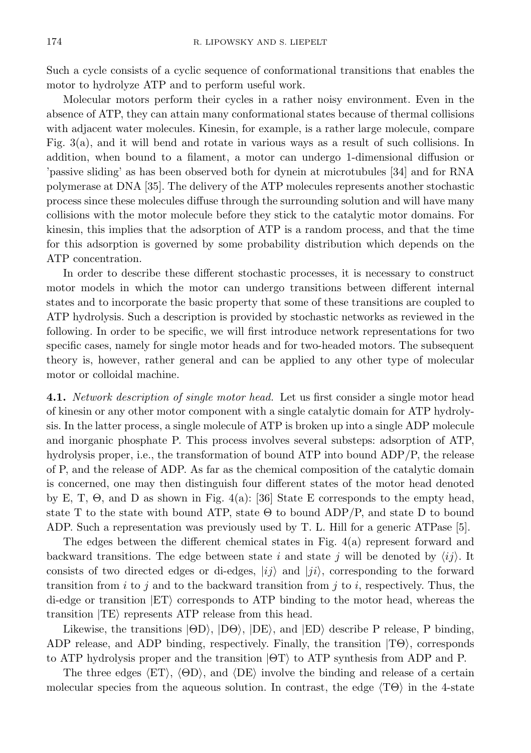Such a cycle consists of a cyclic sequence of conformational transitions that enables the motor to hydrolyze ATP and to perform useful work.

Molecular motors perform their cycles in a rather noisy environment. Even in the absence of ATP, they can attain many conformational states because of thermal collisions with adjacent water molecules. Kinesin, for example, is a rather large molecule, compare Fig. 3(a), and it will bend and rotate in various ways as a result of such collisions. In addition, when bound to a filament, a motor can undergo 1-dimensional diffusion or 'passive sliding' as has been observed both for dynein at microtubules [34] and for RNA polymerase at DNA [35]. The delivery of the ATP molecules represents another stochastic process since these molecules diffuse through the surrounding solution and will have many collisions with the motor molecule before they stick to the catalytic motor domains. For kinesin, this implies that the adsorption of ATP is a random process, and that the time for this adsorption is governed by some probability distribution which depends on the ATP concentration.

In order to describe these different stochastic processes, it is necessary to construct motor models in which the motor can undergo transitions between different internal states and to incorporate the basic property that some of these transitions are coupled to ATP hydrolysis. Such a description is provided by stochastic networks as reviewed in the following. In order to be specific, we will first introduce network representations for two specific cases, namely for single motor heads and for two-headed motors. The subsequent theory is, however, rather general and can be applied to any other type of molecular motor or colloidal machine.

**4.1.** *Network description of single motor head.* Let us first consider a single motor head of kinesin or any other motor component with a single catalytic domain for ATP hydrolysis. In the latter process, a single molecule of ATP is broken up into a single ADP molecule and inorganic phosphate P. This process involves several substeps: adsorption of ATP, hydrolysis proper, i.e., the transformation of bound ATP into bound ADP/P, the release of P, and the release of ADP. As far as the chemical composition of the catalytic domain is concerned, one may then distinguish four different states of the motor head denoted by E, T, $\Theta$, and D as shown in Fig. 4(a): [36] State E corresponds to the empty head, state T to the state with bound ATP, state $\Theta$ to bound ADP/P, and state D to bound ADP. Such a representation was previously used by T. L. Hill for a generic ATPase [5].

The edges between the different chemical states in Fig. 4(a) represent forward and backward transitions. The edge between state $i$ and state $j$ will be denoted by $\langle ij \rangle$. It consists of two directed edges or di-edges, $|ij\rangle$ and $|ji\rangle$, corresponding to the forward transition from $i$ to $j$ and to the backward transition from $j$ to $i$, respectively. Thus, the di-edge or transition $|\mathrm{ET}\rangle$ corresponds to ATP binding to the motor head, whereas the transition $|\mathrm{TE}\rangle$ represents ATP release from this head.

Likewise, the transitions $|\Theta\mathrm{D}\rangle$, $|\mathrm{D}\Theta\rangle$, $|\mathrm{DE}\rangle$, and $|\mathrm{ED}\rangle$ describe P release, P binding, ADP release, and ADP binding, respectively. Finally, the transition $|\mathrm{T}\Theta\rangle$, corresponds to ATP hydrolysis proper and the transition $|\Theta\mathrm{T}\rangle$ to ATP synthesis from ADP and P.

The three edges $\langle \mathrm{ET} \rangle$, $\langle \Theta\mathrm{D} \rangle$, and $\langle \mathrm{DE} \rangle$ involve the binding and release of a certain molecular species from the aqueous solution. In contrast, the edge $\langle \mathrm{T}\Theta \rangle$ in the 4-state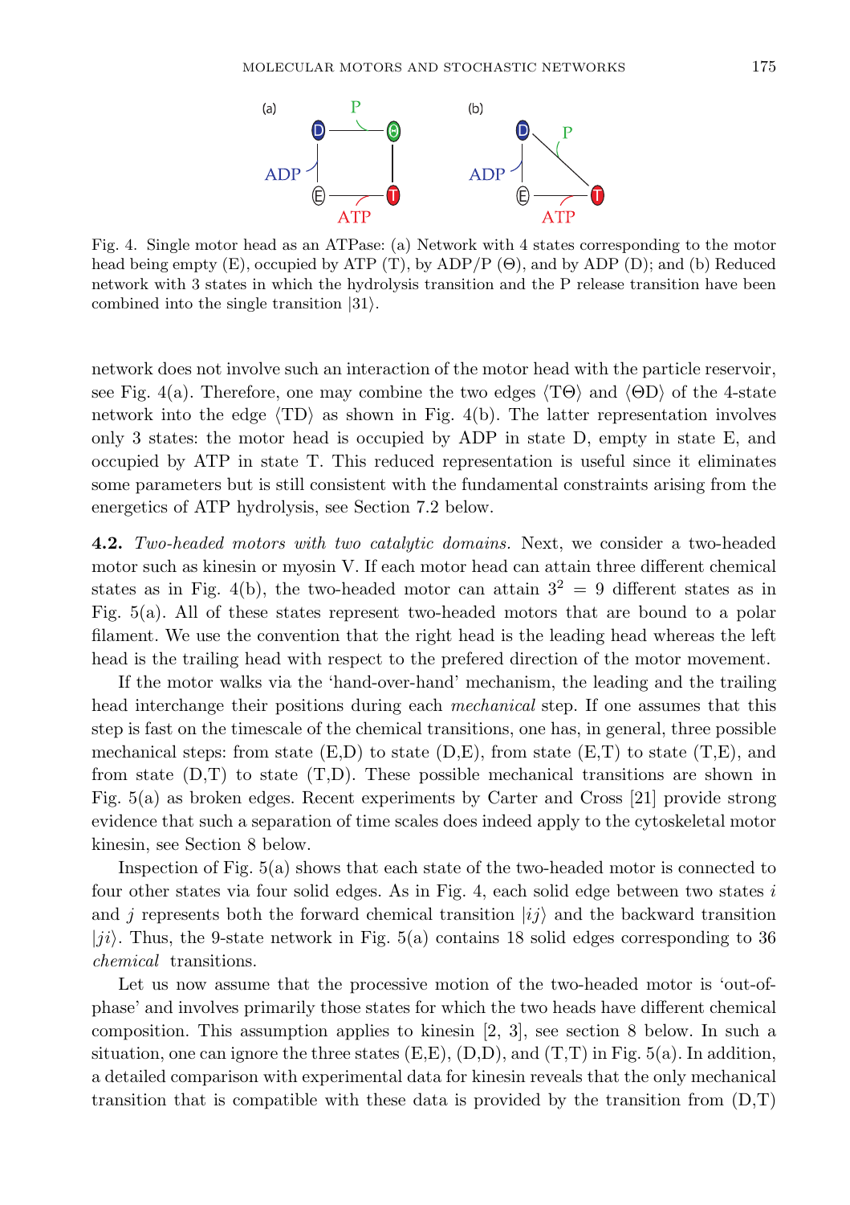Fig. 4. Single motor head as an ATPase: (a) Network with 4 states corresponding to the motor head being empty (E), occupied by ATP (T), by ADP/P (Θ), and by ADP (D); and (b) Reduced network with 3 states in which the hydrolysis transition and the P release transition have been combined into the single transition |31⟩.

network does not involve such an interaction of the motor head with the particle reservoir, see Fig. 4(a). Therefore, one may combine the two edges ⟨TΘ⟩ and ⟨ΘD⟩ of the 4-state network into the edge ⟨TD⟩ as shown in Fig. 4(b). The latter representation involves only 3 states: the motor head is occupied by ADP in state D, empty in state E, and occupied by ATP in state T. This reduced representation is useful since it eliminates some parameters but is still consistent with the fundamental constraints arising from the energetics of ATP hydrolysis, see Section 7.2 below.

**4.2.** *Two-headed motors with two catalytic domains.* Next, we consider a two-headed motor such as kinesin or myosin V. If each motor head can attain three different chemical states as in Fig. 4(b), the two-headed motor can attain $3^2 = 9$ different states as in Fig. 5(a). All of these states represent two-headed motors that are bound to a polar filament. We use the convention that the right head is the leading head whereas the left head is the trailing head with respect to the prefered direction of the motor movement.

If the motor walks via the 'hand-over-hand' mechanism, the leading and the trailing head interchange their positions during each *mechanical* step. If one assumes that this step is fast on the timescale of the chemical transitions, one has, in general, three possible mechanical steps: from state (E,D) to state (D,E), from state (E,T) to state (T,E), and from state (D,T) to state (T,D). These possible mechanical transitions are shown in Fig. 5(a) as broken edges. Recent experiments by Carter and Cross [21] provide strong evidence that such a separation of time scales does indeed apply to the cytoskeletal motor kinesin, see Section 8 below.

Inspection of Fig. 5(a) shows that each state of the two-headed motor is connected to four other states via four solid edges. As in Fig. 4, each solid edge between two states $i$ and $j$ represents both the forward chemical transition $|ij\rangle$ and the backward transition $|ji\rangle$. Thus, the 9-state network in Fig. 5(a) contains 18 solid edges corresponding to 36 *chemical* transitions.

Let us now assume that the processive motion of the two-headed motor is 'out-of-phase' and involves primarily those states for which the two heads have different chemical composition. This assumption applies to kinesin [2, 3], see section 8 below. In such a situation, one can ignore the three states (E,E), (D,D), and (T,T) in Fig. 5(a). In addition, a detailed comparison with experimental data for kinesin reveals that the only mechanical transition that is compatible with these data is provided by the transition from (D,T)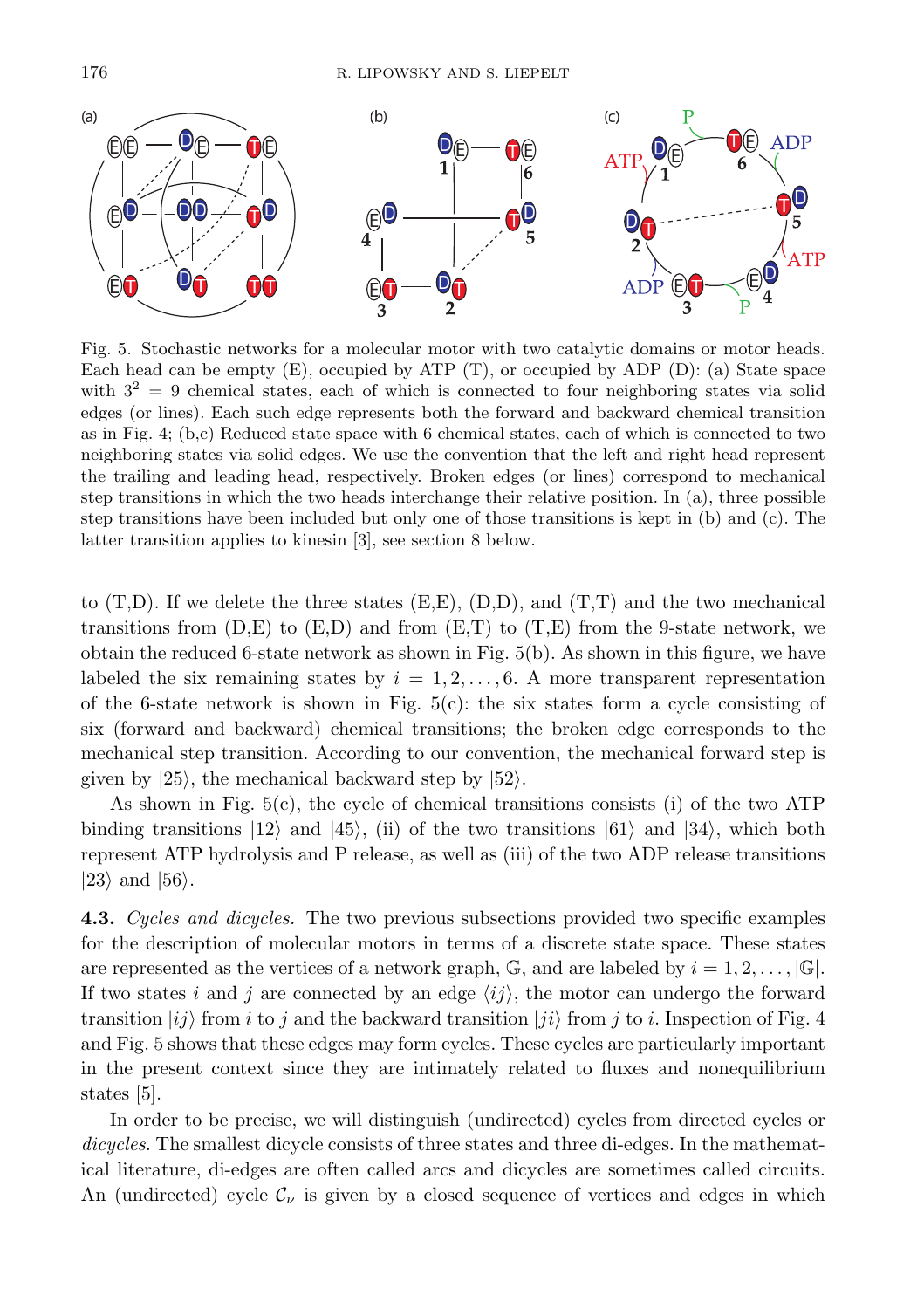Fig. 5. Stochastic networks for a molecular motor with two catalytic domains or motor heads. Each head can be empty (E), occupied by ATP (T), or occupied by ADP (D): (a) State space with $3^2 = 9$ chemical states, each of which is connected to four neighboring states via solid edges (or lines). Each such edge represents both the forward and backward chemical transition as in Fig. 4; (b,c) Reduced state space with 6 chemical states, each of which is connected to two neighboring states via solid edges. We use the convention that the left and right head represent the trailing and leading head, respectively. Broken edges (or lines) correspond to mechanical step transitions in which the two heads interchange their relative position. In (a), three possible step transitions have been included but only one of those transitions is kept in (b) and (c). The latter transition applies to kinesin [3], see section 8 below.

to (T,D). If we delete the three states (E,E), (D,D), and (T,T) and the two mechanical transitions from (D,E) to (E,D) and from (E,T) to (T,E) from the 9-state network, we obtain the reduced 6-state network as shown in Fig. 5(b). As shown in this figure, we have labeled the six remaining states by $i = 1, 2, \ldots, 6$. A more transparent representation of the 6-state network is shown in Fig. 5(c): the six states form a cycle consisting of six (forward and backward) chemical transitions; the broken edge corresponds to the mechanical step transition. According to our convention, the mechanical forward step is given by $|25\rangle$, the mechanical backward step by $|52\rangle$.

As shown in Fig. 5(c), the cycle of chemical transitions consists (i) of the two ATP binding transitions $|12\rangle$ and $|45\rangle$, (ii) of the two transitions $|61\rangle$ and $|34\rangle$, which both represent ATP hydrolysis and P release, as well as (iii) of the two ADP release transitions $|23\rangle$ and $|56\rangle$.

**4.3.** *Cycles and dicycles.* The two previous subsections provided two specific examples for the description of molecular motors in terms of a discrete state space. These states are represented as the vertices of a network graph, $\mathbb{G}$, and are labeled by $i = 1, 2, \ldots, |\mathbb{G}|$. If two states $i$ and $j$ are connected by an edge $\langle ij \rangle$, the motor can undergo the forward transition $|ij\rangle$ from $i$ to $j$ and the backward transition $|ji\rangle$ from $j$ to $i$. Inspection of Fig. 4 and Fig. 5 shows that these edges may form cycles. These cycles are particularly important in the present context since they are intimately related to fluxes and nonequilibrium states [5].

In order to be precise, we will distinguish (undirected) cycles from directed cycles or *dicycles*. The smallest dicycle consists of three states and three di-edges. In the mathematical literature, di-edges are often called arcs and dicycles are sometimes called circuits. An (undirected) cycle $\mathcal{C}_\nu$ is given by a closed sequence of vertices and edges in which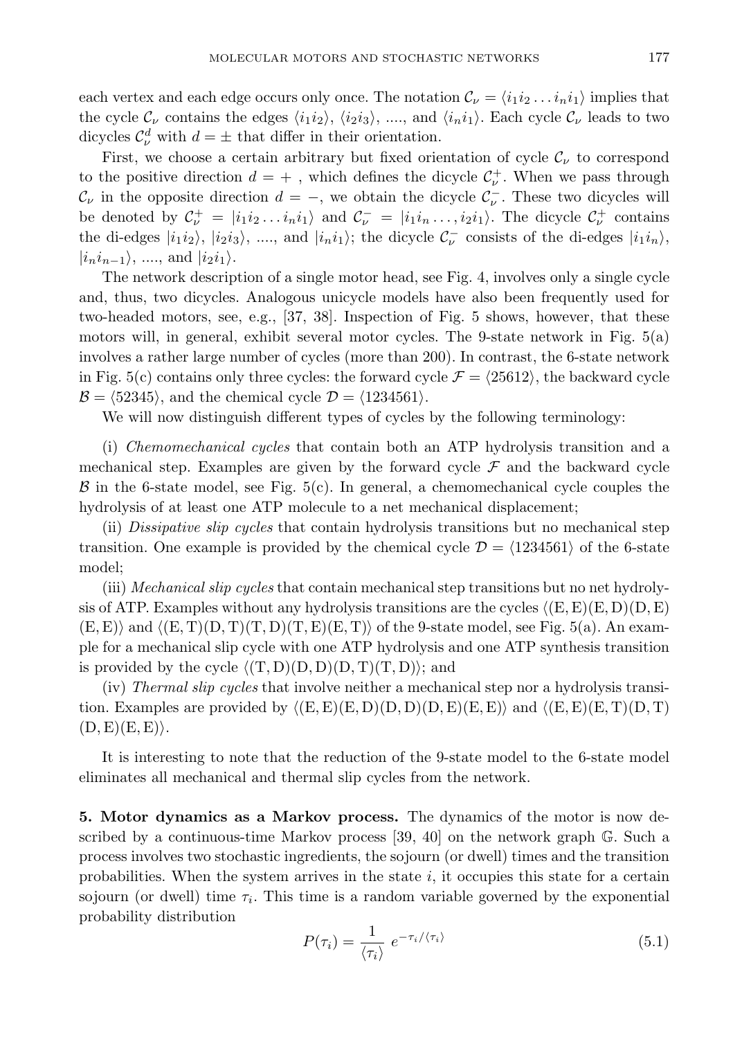each vertex and each edge occurs only once. The notation $\mathcal{C}_\nu = \langle i_1 i_2 \dots i_n i_1 \rangle$ implies that the cycle $\mathcal{C}_\nu$ contains the edges $\langle i_1 i_2 \rangle$, $\langle i_2 i_3 \rangle$, ...., and $\langle i_n i_1 \rangle$. Each cycle $\mathcal{C}_\nu$ leads to two dicycles $\mathcal{C}_\nu^d$ with $d = \pm$ that differ in their orientation.

First, we choose a certain arbitrary but fixed orientation of cycle $\mathcal{C}_\nu$ to correspond to the positive direction $d = +$ , which defines the dicycle $\mathcal{C}_\nu^+$. When we pass through $\mathcal{C}_\nu$ in the opposite direction $d = -$, we obtain the dicycle $\mathcal{C}_\nu^-$. These two dicycles will be denoted by $\mathcal{C}_\nu^+ = |i_1 i_2 \dots i_n i_1\rangle$ and $\mathcal{C}_\nu^- = |i_1 i_n \dots, i_2 i_1\rangle$. The dicycle $\mathcal{C}_\nu^+$ contains the di-edges $|i_1 i_2\rangle$, $|i_2 i_3\rangle$, ...., and $|i_n i_1\rangle$; the dicycle $\mathcal{C}_\nu^-$ consists of the di-edges $|i_1 i_n\rangle$, $|i_n i_{n-1}\rangle$, ...., and $|i_2 i_1\rangle$.

The network description of a single motor head, see Fig. 4, involves only a single cycle and, thus, two dicycles. Analogous unicycle models have also been frequently used for two-headed motors, see, e.g., [37, 38]. Inspection of Fig. 5 shows, however, that these motors will, in general, exhibit several motor cycles. The 9-state network in Fig. 5(a) involves a rather large number of cycles (more than 200). In contrast, the 6-state network in Fig. 5(c) contains only three cycles: the forward cycle $\mathcal{F} = \langle 25612 \rangle$, the backward cycle $\mathcal{B} = \langle 52345 \rangle$, and the chemical cycle $\mathcal{D} = \langle 1234561 \rangle$.

We will now distinguish different types of cycles by the following terminology:

(i) *Chemomechanical cycles* that contain both an ATP hydrolysis transition and a mechanical step. Examples are given by the forward cycle $\mathcal{F}$ and the backward cycle $\mathcal{B}$ in the 6-state model, see Fig. 5(c). In general, a chemomechanical cycle couples the hydrolysis of at least one ATP molecule to a net mechanical displacement;

(ii) *Dissipative slip cycles* that contain hydrolysis transitions but no mechanical step transition. One example is provided by the chemical cycle $\mathcal{D} = \langle 1234561 \rangle$ of the 6-state model;

(iii) *Mechanical slip cycles* that contain mechanical step transitions but no net hydrolysis of ATP. Examples without any hydrolysis transitions are the cycles $\langle (\mathrm{E,E})(\mathrm{E,D})(\mathrm{D,E})(\mathrm{E,E}) \rangle$ and $\langle (\mathrm{E,T})(\mathrm{D,T})(\mathrm{T,D})(\mathrm{T,E})(\mathrm{E,T}) \rangle$ of the 9-state model, see Fig. 5(a). An example for a mechanical slip cycle with one ATP hydrolysis and one ATP synthesis transition is provided by the cycle $\langle (\mathrm{T,D})(\mathrm{D,D})(\mathrm{D,T})(\mathrm{T,D}) \rangle$; and

(iv) *Thermal slip cycles* that involve neither a mechanical step nor a hydrolysis transition. Examples are provided by $\langle (\mathrm{E,E})(\mathrm{E,D})(\mathrm{D,D})(\mathrm{D,E})(\mathrm{E,E}) \rangle$ and $\langle (\mathrm{E,E})(\mathrm{E,T})(\mathrm{D,T})(\mathrm{D,E})(\mathrm{E,E}) \rangle$.

It is interesting to note that the reduction of the 9-state model to the 6-state model eliminates all mechanical and thermal slip cycles from the network.

**5. Motor dynamics as a Markov process.** The dynamics of the motor is now described by a continuous-time Markov process [39, 40] on the network graph $\mathbb{G}$. Such a process involves two stochastic ingredients, the sojourn (or dwell) times and the transition probabilities. When the system arrives in the state $i$, it occupies this state for a certain sojourn (or dwell) time $\tau_i$. This time is a random variable governed by the exponential probability distribution

$$P(\tau_i) = \frac{1}{\langle \tau_i \rangle} \; e^{-\tau_i / \langle \tau_i \rangle} \tag{5.1}$$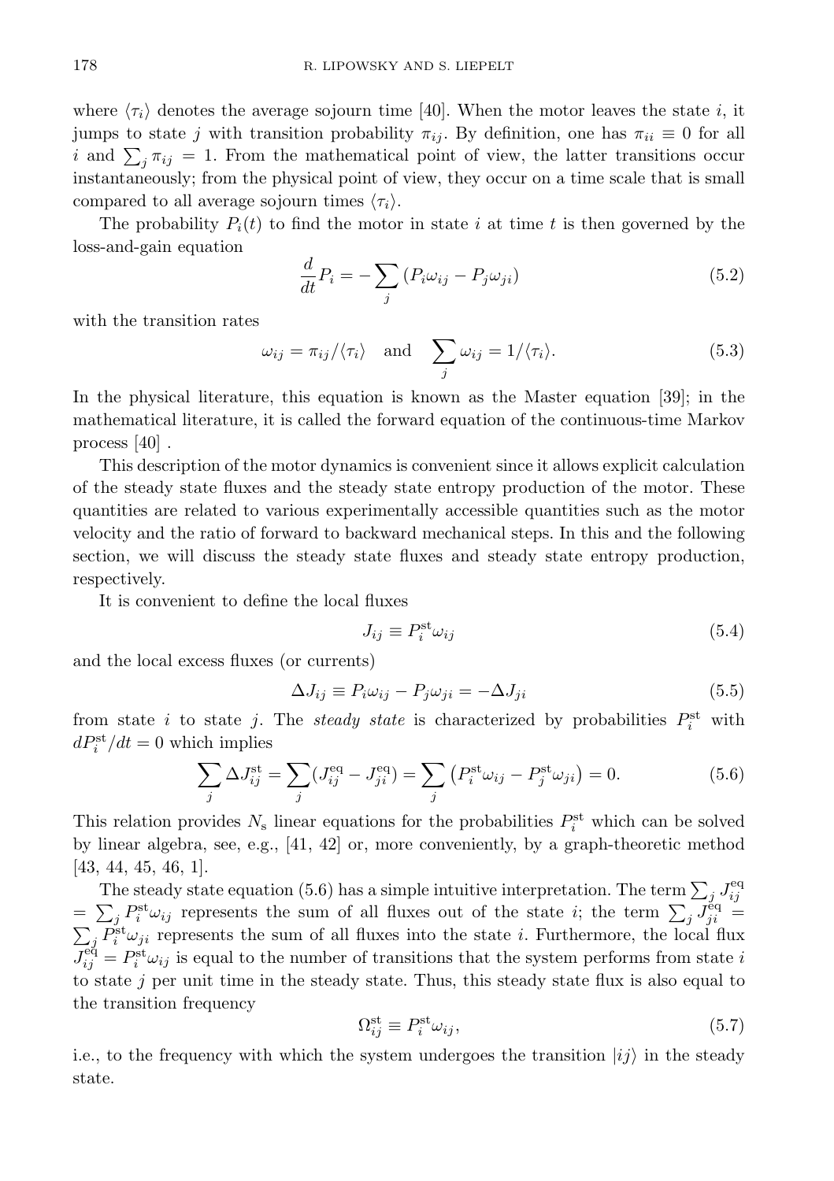where $\langle\tau_i\rangle$ denotes the average sojourn time [40]. When the motor leaves the state $i$, it jumps to state $j$ with transition probability $\pi_{ij}$. By definition, one has $\pi_{ii} \equiv 0$ for all $i$ and $\sum_j \pi_{ij} = 1$. From the mathematical point of view, the latter transitions occur instantaneously; from the physical point of view, they occur on a time scale that is small compared to all average sojourn times $\langle\tau_i\rangle$.

The probability $P_i(t)$ to find the motor in state $i$ at time $t$ is then governed by the loss-and-gain equation

$$\frac{d}{dt}P_i = -\sum_j \left(P_i\omega_{ij} - P_j\omega_{ji}\right) \tag{5.2}$$

with the transition rates

$$\omega_{ij} = \pi_{ij}/\langle\tau_i\rangle \quad \text{and} \quad \sum_j \omega_{ij} = 1/\langle\tau_i\rangle. \tag{5.3}$$

In the physical literature, this equation is known as the Master equation [39]; in the mathematical literature, it is called the forward equation of the continuous-time Markov process [40] .

This description of the motor dynamics is convenient since it allows explicit calculation of the steady state fluxes and the steady state entropy production of the motor. These quantities are related to various experimentally accessible quantities such as the motor velocity and the ratio of forward to backward mechanical steps. In this and the following section, we will discuss the steady state fluxes and steady state entropy production, respectively.

It is convenient to define the local fluxes

$$J_{ij} \equiv P_i^{\text{st}}\omega_{ij} \tag{5.4}$$

and the local excess fluxes (or currents)

$$\Delta J_{ij} \equiv P_i\omega_{ij} - P_j\omega_{ji} = -\Delta J_{ji} \tag{5.5}$$

from state $i$ to state $j$. The *steady state* is characterized by probabilities $P_i^{\text{st}}$ with $dP_i^{\text{st}}/dt = 0$ which implies

$$\sum_j \Delta J_{ij}^{\text{st}} = \sum_j (J_{ij}^{\text{eq}} - J_{ji}^{\text{eq}}) = \sum_j \left(P_i^{\text{st}}\omega_{ij} - P_j^{\text{st}}\omega_{ji}\right) = 0. \tag{5.6}$$

This relation provides $N_{\text{s}}$ linear equations for the probabilities $P_i^{\text{st}}$ which can be solved by linear algebra, see, e.g., [41, 42] or, more conveniently, by a graph-theoretic method [43, 44, 45, 46, 1].

The steady state equation (5.6) has a simple intuitive interpretation. The term $\sum_j J_{ij}^{\text{eq}} = \sum_j P_i^{\text{st}}\omega_{ij}$ represents the sum of all fluxes out of the state $i$; the term $\sum_j J_{ji}^{\text{eq}} = \sum_j P_i^{\text{st}}\omega_{ji}$ represents the sum of all fluxes into the state $i$. Furthermore, the local flux $J_{ij}^{\text{eq}} = P_i^{\text{st}}\omega_{ij}$ is equal to the number of transitions that the system performs from state $i$ to state $j$ per unit time in the steady state. Thus, this steady state flux is also equal to the transition frequency

$$\Omega_{ij}^{\text{st}} \equiv P_i^{\text{st}}\omega_{ij}, \tag{5.7}$$

i.e., to the frequency with which the system undergoes the transition $|ij\rangle$ in the steady state.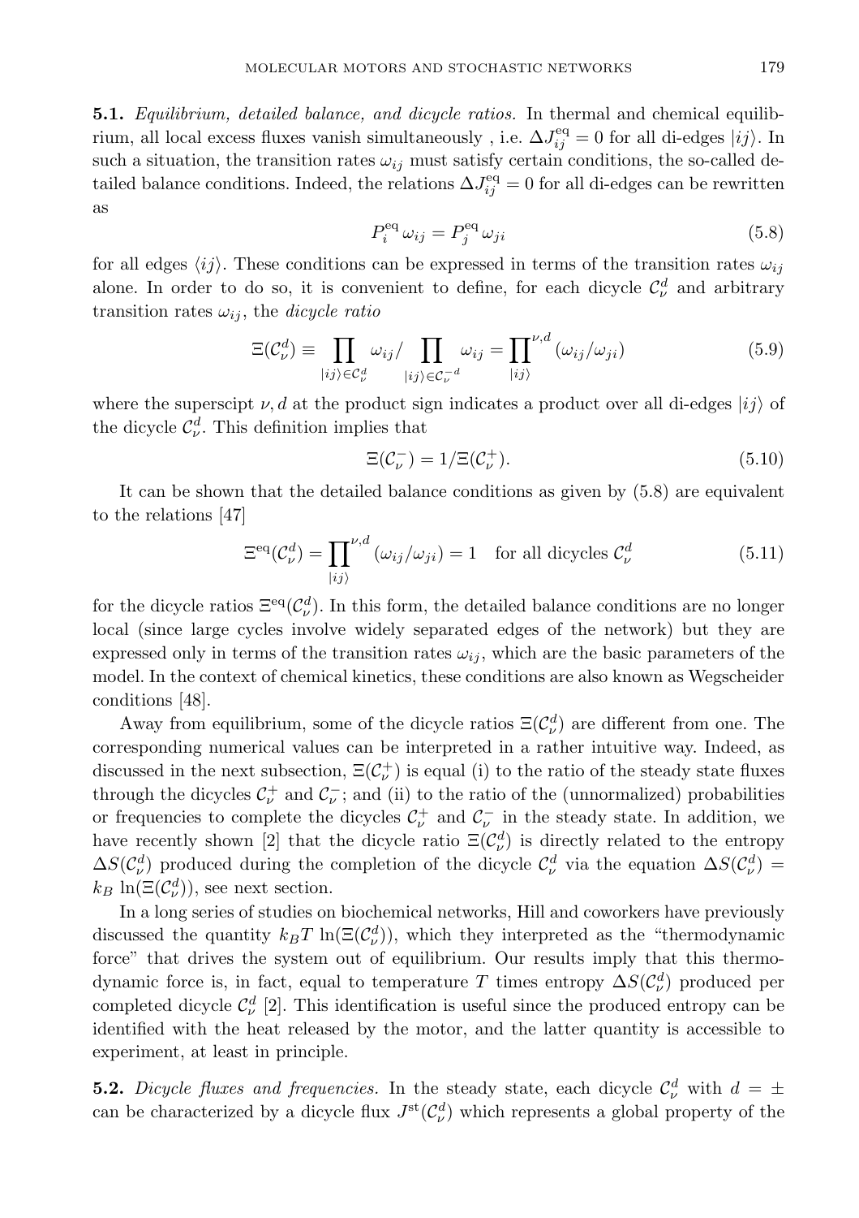**5.1.** *Equilibrium, detailed balance, and dicycle ratios.* In thermal and chemical equilibrium, all local excess fluxes vanish simultaneously , i.e. $\Delta J_{ij}^{\text{eq}} = 0$ for all di-edges $|ij\rangle$. In such a situation, the transition rates $\omega_{ij}$ must satisfy certain conditions, the so-called detailed balance conditions. Indeed, the relations $\Delta J_{ij}^{\text{eq}} = 0$ for all di-edges can be rewritten as

$$P_i^{\text{eq}} \, \omega_{ij} = P_j^{\text{eq}} \, \omega_{ji} \tag{5.8}$$

for all edges $\langle ij\rangle$. These conditions can be expressed in terms of the transition rates $\omega_{ij}$ alone. In order to do so, it is convenient to define, for each dicycle $\mathcal{C}_\nu^d$ and arbitrary transition rates $\omega_{ij}$, the *dicycle ratio*

$$\Xi(\mathcal{C}_\nu^d) \equiv \prod_{|ij\rangle \in \mathcal{C}_\nu^d} \omega_{ij} / \prod_{|ij\rangle \in \mathcal{C}_\nu^{-d}} \omega_{ij} = \prod_{|ij\rangle}^{\nu,d} (\omega_{ij}/\omega_{ji}) \tag{5.9}$$

where the superscipt $\nu, d$ at the product sign indicates a product over all di-edges $|ij\rangle$ of the dicycle $\mathcal{C}_\nu^d$. This definition implies that

$$\Xi(\mathcal{C}_\nu^-) = 1/\Xi(\mathcal{C}_\nu^+). \tag{5.10}$$

It can be shown that the detailed balance conditions as given by (5.8) are equivalent to the relations [47]

$$\Xi^{\text{eq}}(\mathcal{C}_\nu^d) = \prod_{|ij\rangle}^{\nu,d} (\omega_{ij}/\omega_{ji}) = 1 \quad \text{for all dicycles } \mathcal{C}_\nu^d \tag{5.11}$$

for the dicycle ratios $\Xi^{\text{eq}}(\mathcal{C}_\nu^d)$. In this form, the detailed balance conditions are no longer local (since large cycles involve widely separated edges of the network) but they are expressed only in terms of the transition rates $\omega_{ij}$, which are the basic parameters of the model. In the context of chemical kinetics, these conditions are also known as Wegscheider conditions [48].

Away from equilibrium, some of the dicycle ratios $\Xi(\mathcal{C}_\nu^d)$ are different from one. The corresponding numerical values can be interpreted in a rather intuitive way. Indeed, as discussed in the next subsection, $\Xi(\mathcal{C}_\nu^+)$ is equal (i) to the ratio of the steady state fluxes through the dicycles $\mathcal{C}_\nu^+$ and $\mathcal{C}_\nu^-$; and (ii) to the ratio of the (unnormalized) probabilities or frequencies to complete the dicycles $\mathcal{C}_\nu^+$ and $\mathcal{C}_\nu^-$ in the steady state. In addition, we have recently shown [2] that the dicycle ratio $\Xi(\mathcal{C}_\nu^d)$ is directly related to the entropy $\Delta S(\mathcal{C}_\nu^d)$ produced during the completion of the dicycle $\mathcal{C}_\nu^d$ via the equation $\Delta S(\mathcal{C}_\nu^d) = k_B \ln(\Xi(\mathcal{C}_\nu^d))$, see next section.

In a long series of studies on biochemical networks, Hill and coworkers have previously discussed the quantity $k_B T \ln(\Xi(\mathcal{C}_\nu^d))$, which they interpreted as the "thermodynamic force" that drives the system out of equilibrium. Our results imply that this thermodynamic force is, in fact, equal to temperature $T$ times entropy $\Delta S(\mathcal{C}_\nu^d)$ produced per completed dicycle $\mathcal{C}_\nu^d$ [2]. This identification is useful since the produced entropy can be identified with the heat released by the motor, and the latter quantity is accessible to experiment, at least in principle.

**5.2.** *Dicycle fluxes and frequencies.* In the steady state, each dicycle $\mathcal{C}_\nu^d$ with $d = \pm$ can be characterized by a dicycle flux $J^{\text{st}}(\mathcal{C}_\nu^d)$ which represents a global property of the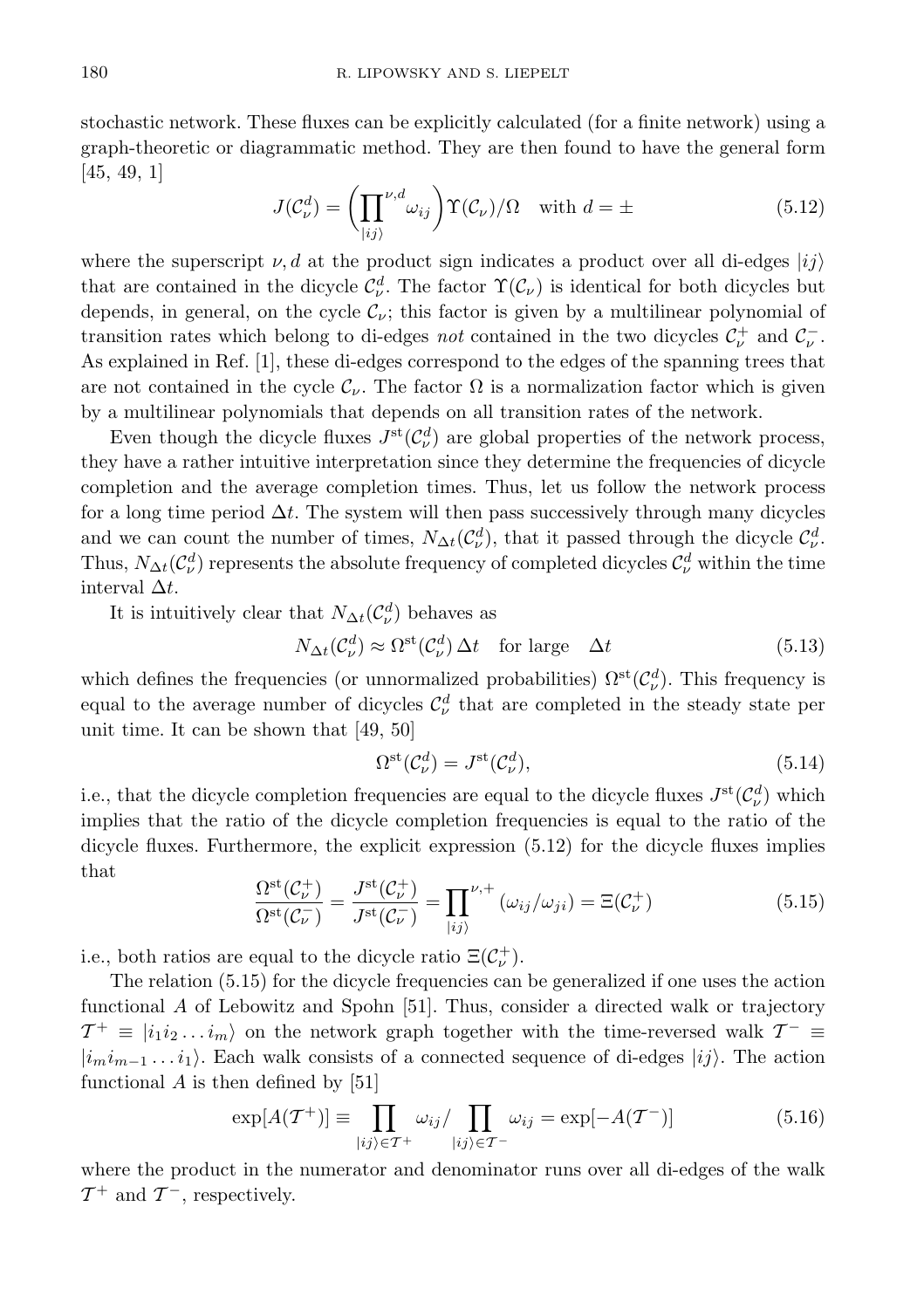stochastic network. These fluxes can be explicitly calculated (for a finite network) using a graph-theoretic or diagrammatic method. They are then found to have the general form [45, 49, 1]

$$J(\mathcal{C}_\nu^d) = \left(\prod_{|ij\rangle}^{\nu,d} \omega_{ij}\right) \Upsilon(\mathcal{C}_\nu)/\Omega \quad \text{with } d = \pm \tag{5.12}$$

where the superscript $\nu, d$ at the product sign indicates a product over all di-edges $|ij\rangle$ that are contained in the dicycle $\mathcal{C}_\nu^d$. The factor $\Upsilon(\mathcal{C}_\nu)$ is identical for both dicycles but depends, in general, on the cycle $\mathcal{C}_\nu$; this factor is given by a multilinear polynomial of transition rates which belong to di-edges *not* contained in the two dicycles $\mathcal{C}_\nu^+$ and $\mathcal{C}_\nu^-$. As explained in Ref. [1], these di-edges correspond to the edges of the spanning trees that are not contained in the cycle $\mathcal{C}_\nu$. The factor $\Omega$ is a normalization factor which is given by a multilinear polynomials that depends on all transition rates of the network.

Even though the dicycle fluxes $J^{\text{st}}(\mathcal{C}_\nu^d)$ are global properties of the network process, they have a rather intuitive interpretation since they determine the frequencies of dicycle completion and the average completion times. Thus, let us follow the network process for a long time period $\Delta t$. The system will then pass successively through many dicycles and we can count the number of times, $N_{\Delta t}(\mathcal{C}_\nu^d)$, that it passed through the dicycle $\mathcal{C}_\nu^d$. Thus, $N_{\Delta t}(\mathcal{C}_\nu^d)$ represents the absolute frequency of completed dicycles $\mathcal{C}_\nu^d$ within the time interval $\Delta t$.

It is intuitively clear that $N_{\Delta t}(\mathcal{C}_\nu^d)$ behaves as

$$N_{\Delta t}(\mathcal{C}_\nu^d) \approx \Omega^{\text{st}}(\mathcal{C}_\nu^d)\, \Delta t \quad \text{for large} \quad \Delta t \tag{5.13}$$

which defines the frequencies (or unnormalized probabilities) $\Omega^{\text{st}}(\mathcal{C}_\nu^d)$. This frequency is equal to the average number of dicycles $\mathcal{C}_\nu^d$ that are completed in the steady state per unit time. It can be shown that [49, 50]

$$\Omega^{\text{st}}(\mathcal{C}_\nu^d) = J^{\text{st}}(\mathcal{C}_\nu^d), \tag{5.14}$$

i.e., that the dicycle completion frequencies are equal to the dicycle fluxes $J^{\text{st}}(\mathcal{C}_\nu^d)$ which implies that the ratio of the dicycle completion frequencies is equal to the ratio of the dicycle fluxes. Furthermore, the explicit expression (5.12) for the dicycle fluxes implies that

$$\frac{\Omega^{\text{st}}(\mathcal{C}_\nu^+)}{\Omega^{\text{st}}(\mathcal{C}_\nu^-)} = \frac{J^{\text{st}}(\mathcal{C}_\nu^+)}{J^{\text{st}}(\mathcal{C}_\nu^-)} = \prod_{|ij\rangle}^{\nu,+} (\omega_{ij}/\omega_{ji}) = \Xi(\mathcal{C}_\nu^+) \tag{5.15}$$

i.e., both ratios are equal to the dicycle ratio $\Xi(\mathcal{C}_\nu^+)$.

The relation (5.15) for the dicycle frequencies can be generalized if one uses the action functional $A$ of Lebowitz and Spohn [51]. Thus, consider a directed walk or trajectory $\mathcal{T}^+ \equiv |i_1 i_2 \ldots i_m\rangle$ on the network graph together with the time-reversed walk $\mathcal{T}^- \equiv |i_m i_{m-1} \ldots i_1\rangle$. Each walk consists of a connected sequence of di-edges $|ij\rangle$. The action functional $A$ is then defined by [51]

$$\exp[A(\mathcal{T}^+)] \equiv \prod_{|ij\rangle \in \mathcal{T}^+} \omega_{ij} \Big/ \prod_{|ij\rangle \in \mathcal{T}^-} \omega_{ij} = \exp[-A(\mathcal{T}^-)] \tag{5.16}$$

where the product in the numerator and denominator runs over all di-edges of the walk $\mathcal{T}^+$ and $\mathcal{T}^-$, respectively.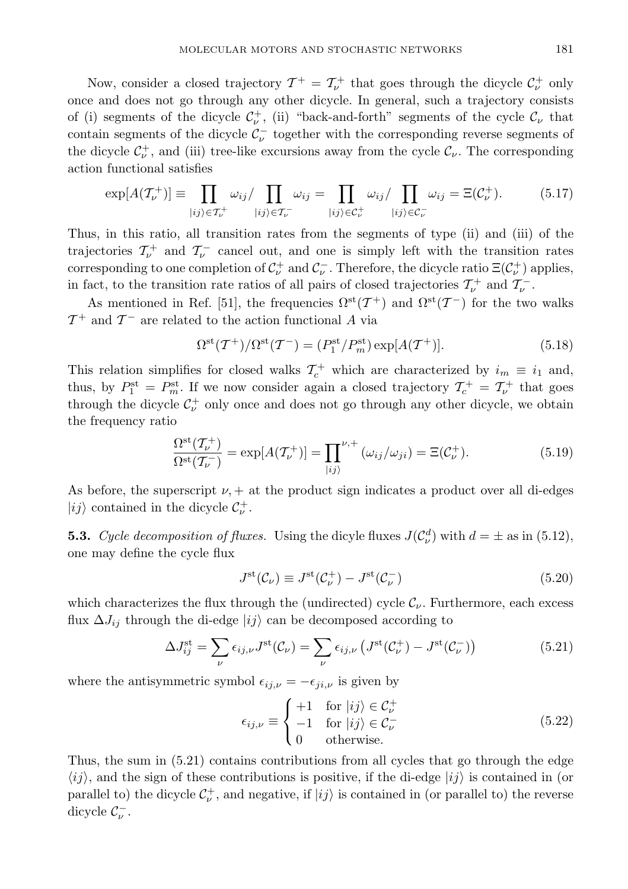Now, consider a closed trajectory $\mathcal{T}^+ = \mathcal{T}_\nu^+$ that goes through the dicycle $\mathcal{C}_\nu^+$ only once and does not go through any other dicycle. In general, such a trajectory consists of (i) segments of the dicycle $\mathcal{C}_\nu^+$, (ii) "back-and-forth" segments of the cycle $\mathcal{C}_\nu$ that contain segments of the dicycle $\mathcal{C}_\nu^-$ together with the corresponding reverse segments of the dicycle $\mathcal{C}_\nu^+$, and (iii) tree-like excursions away from the cycle $\mathcal{C}_\nu$. The corresponding action functional satisfies

$$\exp[A(\mathcal{T}_\nu^+)] \equiv \prod_{|ij\rangle \in \mathcal{T}_\nu^+} \omega_{ij} / \prod_{|ij\rangle \in \mathcal{T}_\nu^-} \omega_{ij} = \prod_{|ij\rangle \in \mathcal{C}_\nu^+} \omega_{ij} / \prod_{|ij\rangle \in \mathcal{C}_\nu^-} \omega_{ij} = \Xi(\mathcal{C}_\nu^+). \tag{5.17}$$

Thus, in this ratio, all transition rates from the segments of type (ii) and (iii) of the trajectories $\mathcal{T}_\nu^+$ and $\mathcal{T}_\nu^-$ cancel out, and one is simply left with the transition rates corresponding to one completion of $\mathcal{C}_\nu^+$ and $\mathcal{C}_\nu^-$. Therefore, the dicycle ratio $\Xi(\mathcal{C}_\nu^+)$ applies, in fact, to the transition rate ratios of all pairs of closed trajectories $\mathcal{T}_\nu^+$ and $\mathcal{T}_\nu^-$.

As mentioned in Ref. [51], the frequencies $\Omega^{\rm st}(\mathcal{T}^+)$ and $\Omega^{\rm st}(\mathcal{T}^-)$ for the two walks $\mathcal{T}^+$ and $\mathcal{T}^-$ are related to the action functional $A$ via

$$\Omega^{\rm st}(\mathcal{T}^+)/\Omega^{\rm st}(\mathcal{T}^-) = (P_1^{\rm st}/P_m^{\rm st}) \exp[A(\mathcal{T}^+)]. \tag{5.18}$$

This relation simplifies for closed walks $\mathcal{T}_c^+$ which are characterized by $i_m \equiv i_1$ and, thus, by $P_1^{\rm st} = P_m^{\rm st}$. If we now consider again a closed trajectory $\mathcal{T}_c^+ = \mathcal{T}_\nu^+$ that goes through the dicycle $\mathcal{C}_\nu^+$ only once and does not go through any other dicycle, we obtain the frequency ratio

$$\frac{\Omega^{\rm st}(\mathcal{T}_\nu^+)}{\Omega^{\rm st}(\mathcal{T}_\nu^-)} = \exp[A(\mathcal{T}_\nu^+)] = \prod_{|ij\rangle}^{\nu,+} (\omega_{ij}/\omega_{ji}) = \Xi(\mathcal{C}_\nu^+). \tag{5.19}$$

As before, the superscript $\nu, +$ at the product sign indicates a product over all di-edges $|ij\rangle$ contained in the dicycle $\mathcal{C}_\nu^+$.

**5.3.** *Cycle decomposition of fluxes.* Using the dicyle fluxes $J(\mathcal{C}_\nu^d)$ with $d = \pm$ as in (5.12), one may define the cycle flux

$$J^{\rm st}(\mathcal{C}_\nu) \equiv J^{\rm st}(\mathcal{C}_\nu^+) - J^{\rm st}(\mathcal{C}_\nu^-) \tag{5.20}$$

which characterizes the flux through the (undirected) cycle $\mathcal{C}_\nu$. Furthermore, each excess flux $\Delta J_{ij}$ through the di-edge $|ij\rangle$ can be decomposed according to

$$\Delta J_{ij}^{\rm st} = \sum_\nu \epsilon_{ij,\nu} J^{\rm st}(\mathcal{C}_\nu) = \sum_\nu \epsilon_{ij,\nu} \left( J^{\rm st}(\mathcal{C}_\nu^+) - J^{\rm st}(\mathcal{C}_\nu^-) \right) \tag{5.21}$$

where the antisymmetric symbol $\epsilon_{ij,\nu} = -\epsilon_{ji,\nu}$ is given by

$$\epsilon_{ij,\nu} \equiv \begin{cases} +1 & \text{for } |ij\rangle \in \mathcal{C}_\nu^+ \\ -1 & \text{for } |ij\rangle \in \mathcal{C}_\nu^- \\ 0 & \text{otherwise.} \end{cases} \tag{5.22}$$

Thus, the sum in (5.21) contains contributions from all cycles that go through the edge $\langle ij \rangle$, and the sign of these contributions is positive, if the di-edge $|ij\rangle$ is contained in (or parallel to) the dicycle $\mathcal{C}_\nu^+$, and negative, if $|ij\rangle$ is contained in (or parallel to) the reverse dicycle $\mathcal{C}_\nu^-$.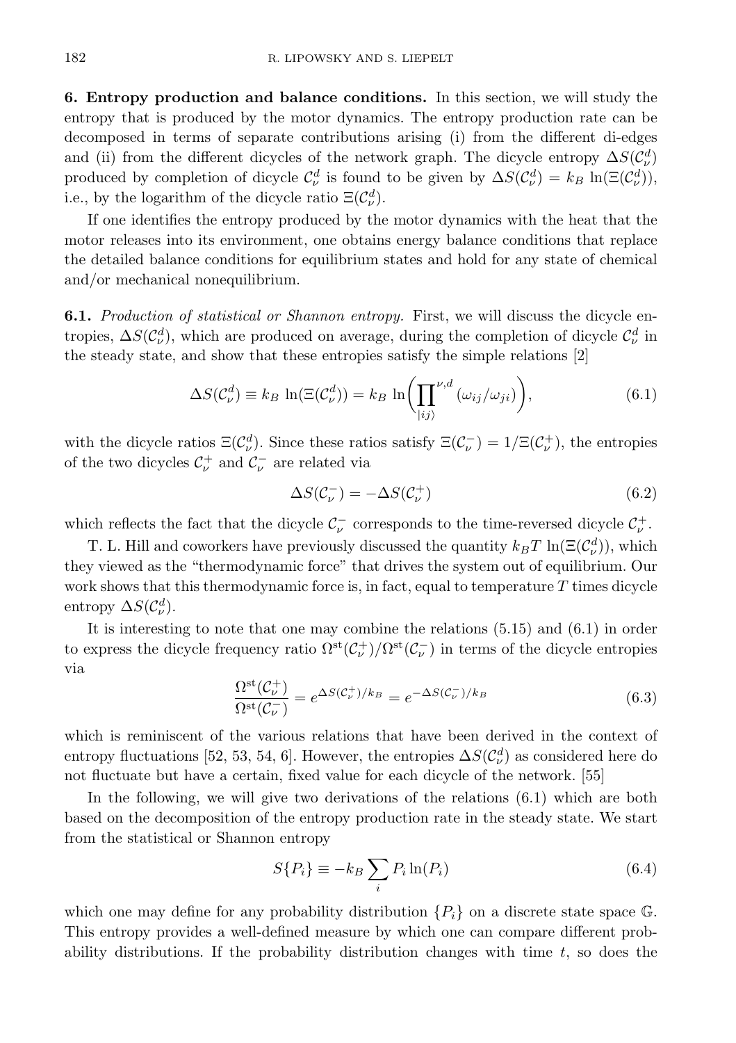**6. Entropy production and balance conditions.** In this section, we will study the entropy that is produced by the motor dynamics. The entropy production rate can be decomposed in terms of separate contributions arising (i) from the different di-edges and (ii) from the different dicycles of the network graph. The dicycle entropy $\Delta S(\mathcal{C}_\nu^d)$ produced by completion of dicycle $\mathcal{C}_\nu^d$ is found to be given by $\Delta S(\mathcal{C}_\nu^d) = k_B \ln(\Xi(\mathcal{C}_\nu^d))$, i.e., by the logarithm of the dicycle ratio $\Xi(\mathcal{C}_\nu^d)$.

If one identifies the entropy produced by the motor dynamics with the heat that the motor releases into its environment, one obtains energy balance conditions that replace the detailed balance conditions for equilibrium states and hold for any state of chemical and/or mechanical nonequilibrium.

**6.1.** *Production of statistical or Shannon entropy.* First, we will discuss the dicycle entropies, $\Delta S(\mathcal{C}_\nu^d)$, which are produced on average, during the completion of dicycle $\mathcal{C}_\nu^d$ in the steady state, and show that these entropies satisfy the simple relations [2]

$$\Delta S(\mathcal{C}_\nu^d) \equiv k_B \ln(\Xi(\mathcal{C}_\nu^d)) = k_B \ln\bigg(\prod_{|ij\rangle}^{\nu,d} (\omega_{ij}/\omega_{ji})\bigg), \tag{6.1}$$

with the dicycle ratios $\Xi(\mathcal{C}_\nu^d)$. Since these ratios satisfy $\Xi(\mathcal{C}_\nu^-) = 1/\Xi(\mathcal{C}_\nu^+)$, the entropies of the two dicycles $\mathcal{C}_\nu^+$ and $\mathcal{C}_\nu^-$ are related via

$$\Delta S(\mathcal{C}_\nu^-) = -\Delta S(\mathcal{C}_\nu^+) \tag{6.2}$$

which reflects the fact that the dicycle $\mathcal{C}_\nu^-$ corresponds to the time-reversed dicycle $\mathcal{C}_\nu^+$.

T. L. Hill and coworkers have previously discussed the quantity $k_B T \ln(\Xi(\mathcal{C}_\nu^d))$, which they viewed as the "thermodynamic force" that drives the system out of equilibrium. Our work shows that this thermodynamic force is, in fact, equal to temperature $T$ times dicycle entropy $\Delta S(\mathcal{C}_\nu^d)$.

It is interesting to note that one may combine the relations (5.15) and (6.1) in order to express the dicycle frequency ratio $\Omega^{\rm st}(\mathcal{C}_\nu^+)/\Omega^{\rm st}(\mathcal{C}_\nu^-)$ in terms of the dicycle entropies via

$$\frac{\Omega^{\rm st}(\mathcal{C}_\nu^+)}{\Omega^{\rm st}(\mathcal{C}_\nu^-)} = e^{\Delta S(\mathcal{C}_\nu^+)/k_B} = e^{-\Delta S(\mathcal{C}_\nu^-)/k_B} \tag{6.3}$$

which is reminiscent of the various relations that have been derived in the context of entropy fluctuations [52, 53, 54, 6]. However, the entropies $\Delta S(\mathcal{C}_\nu^d)$ as considered here do not fluctuate but have a certain, fixed value for each dicycle of the network. [55]

In the following, we will give two derivations of the relations (6.1) which are both based on the decomposition of the entropy production rate in the steady state. We start from the statistical or Shannon entropy

$$S\{P_i\} \equiv -k_B \sum_i P_i \ln(P_i) \tag{6.4}$$

which one may define for any probability distribution $\{P_i\}$ on a discrete state space $\mathbb{G}$. This entropy provides a well-defined measure by which one can compare different probability distributions. If the probability distribution changes with time $t$, so does the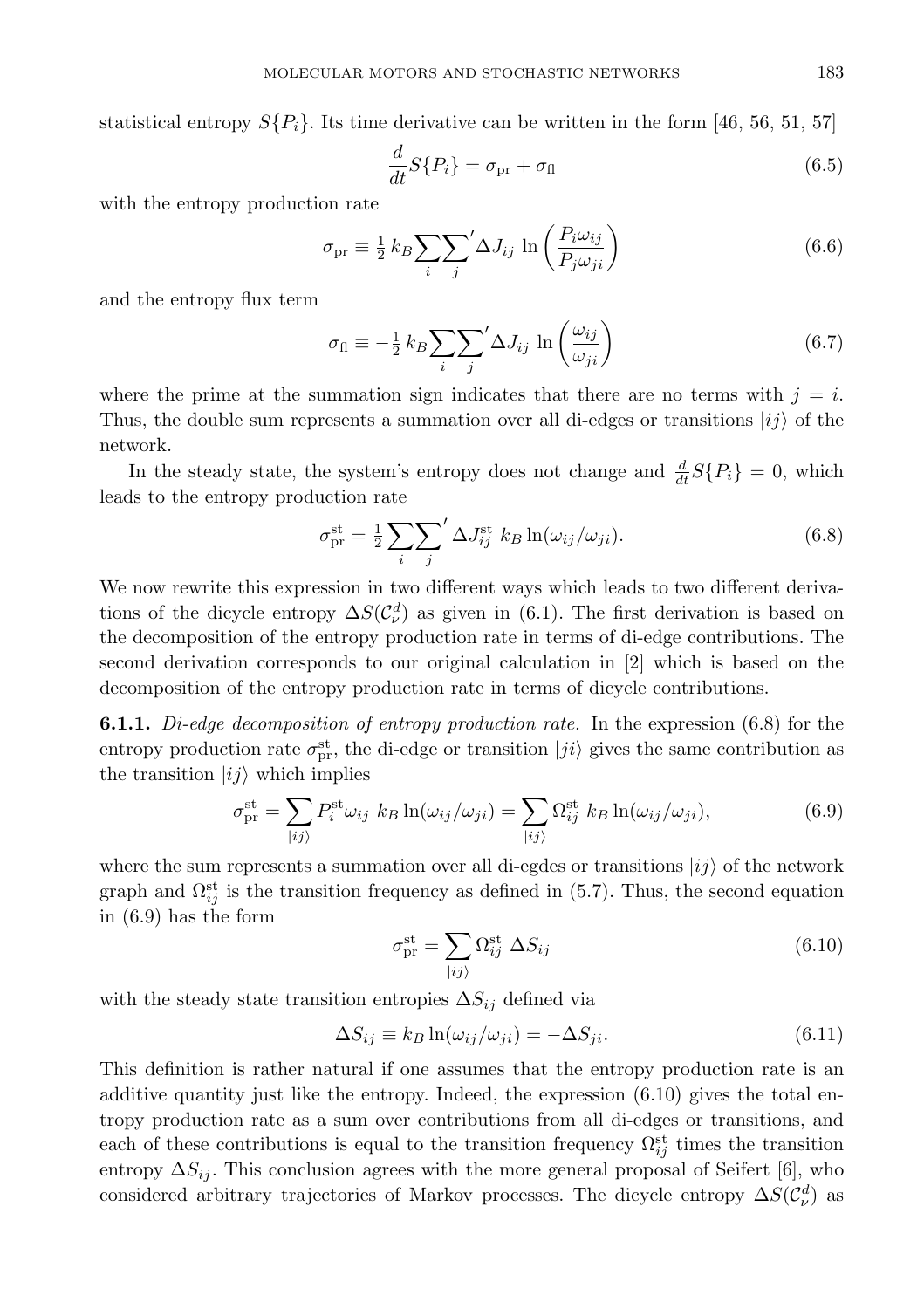statistical entropy $S\{P_i\}$. Its time derivative can be written in the form [46, 56, 51, 57]

$$\frac{d}{dt}S\{P_i\} = \sigma_{\rm pr} + \sigma_{\rm fl} \tag{6.5}$$

with the entropy production rate

$$\sigma_{\rm pr} \equiv \tfrac{1}{2}\, k_B \sum_i \sum_j{}' \Delta J_{ij} \, \ln\left(\frac{P_i \omega_{ij}}{P_j \omega_{ji}}\right) \tag{6.6}$$

and the entropy flux term

$$\sigma_{\rm fl} \equiv -\tfrac{1}{2}\, k_B \sum_i \sum_j{}' \Delta J_{ij} \, \ln\left(\frac{\omega_{ij}}{\omega_{ji}}\right) \tag{6.7}$$

where the prime at the summation sign indicates that there are no terms with $j = i$. Thus, the double sum represents a summation over all di-edges or transitions $|ij\rangle$ of the network.

In the steady state, the system's entropy does not change and $\frac{d}{dt}S\{P_i\} = 0$, which leads to the entropy production rate

$$\sigma_{\rm pr}^{\rm st} = \tfrac{1}{2} \sum_i \sum_j{}' \, \Delta J_{ij}^{\rm st} \; k_B \ln(\omega_{ij}/\omega_{ji}). \tag{6.8}$$

We now rewrite this expression in two different ways which leads to two different derivations of the dicycle entropy $\Delta S(\mathcal{C}^d_\nu)$ as given in (6.1). The first derivation is based on the decomposition of the entropy production rate in terms of di-edge contributions. The second derivation corresponds to our original calculation in [2] which is based on the decomposition of the entropy production rate in terms of dicycle contributions.

**6.1.1.** *Di-edge decomposition of entropy production rate.* In the expression (6.8) for the entropy production rate $\sigma_{\rm pr}^{\rm st}$, the di-edge or transition $|ji\rangle$ gives the same contribution as the transition $|ij\rangle$ which implies

$$\sigma_{\rm pr}^{\rm st} = \sum_{|ij\rangle} P_i^{\rm st} \omega_{ij} \; k_B \ln(\omega_{ij}/\omega_{ji}) = \sum_{|ij\rangle} \Omega_{ij}^{\rm st} \; k_B \ln(\omega_{ij}/\omega_{ji}), \tag{6.9}$$

where the sum represents a summation over all di-egdes or transitions $|ij\rangle$ of the network graph and $\Omega_{ij}^{\rm st}$ is the transition frequency as defined in (5.7). Thus, the second equation in (6.9) has the form

$$\sigma_{\rm pr}^{\rm st} = \sum_{|ij\rangle} \Omega_{ij}^{\rm st} \; \Delta S_{ij} \tag{6.10}$$

with the steady state transition entropies $\Delta S_{ij}$ defined via

$$\Delta S_{ij} \equiv k_B \ln(\omega_{ij}/\omega_{ji}) = -\Delta S_{ji}. \tag{6.11}$$

This definition is rather natural if one assumes that the entropy production rate is an additive quantity just like the entropy. Indeed, the expression (6.10) gives the total entropy production rate as a sum over contributions from all di-edges or transitions, and each of these contributions is equal to the transition frequency $\Omega_{ij}^{\rm st}$ times the transition entropy $\Delta S_{ij}$. This conclusion agrees with the more general proposal of Seifert [6], who considered arbitrary trajectories of Markov processes. The dicycle entropy $\Delta S(\mathcal{C}^d_\nu)$ as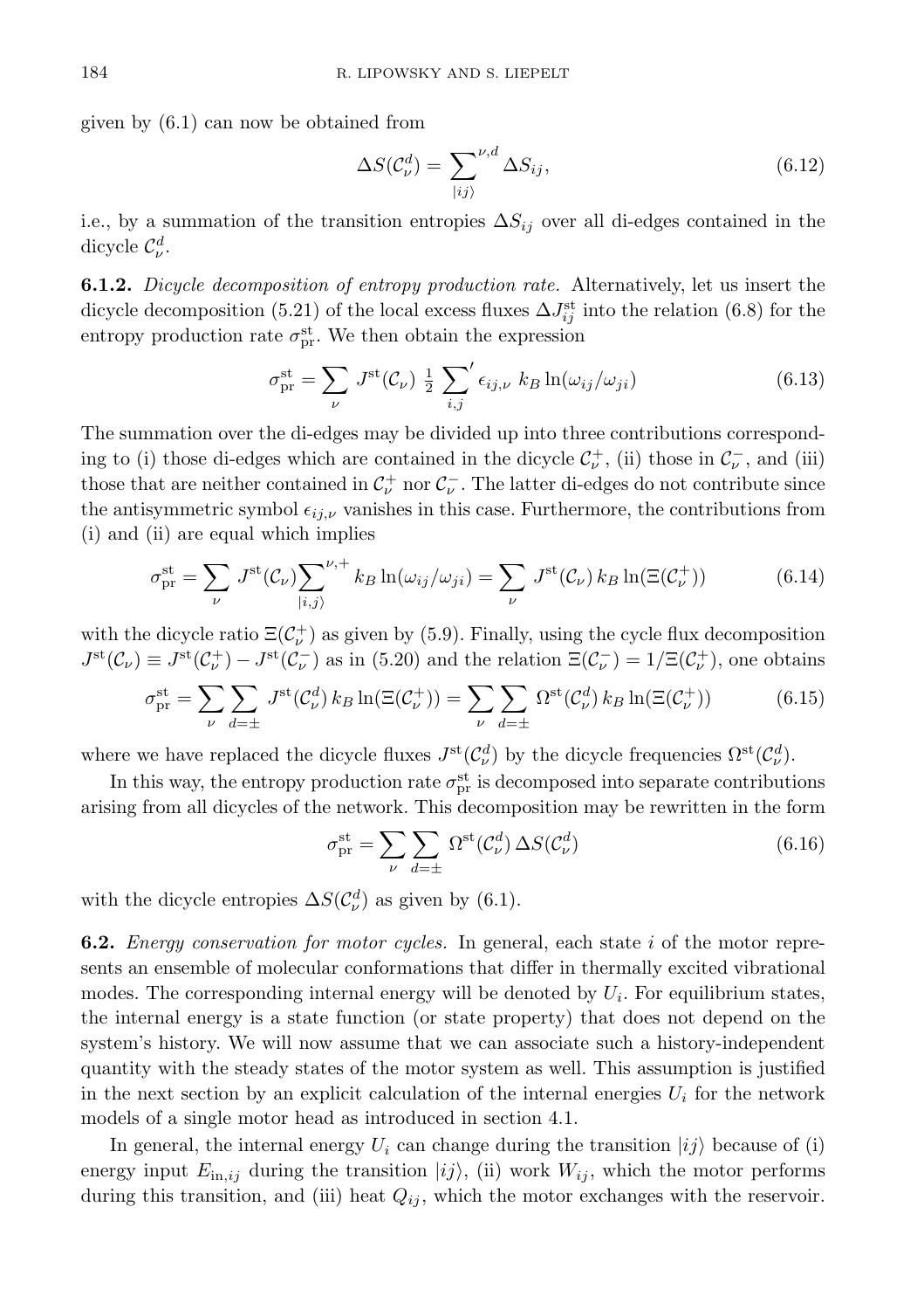given by (6.1) can now be obtained from

$$\Delta S(\mathcal{C}_\nu^d) = \sum_{|ij\rangle}^{\nu,d} \Delta S_{ij}, \tag{6.12}$$

i.e., by a summation of the transition entropies $\Delta S_{ij}$ over all di-edges contained in the dicycle $\mathcal{C}_\nu^d$.

**6.1.2.** *Dicycle decomposition of entropy production rate.* Alternatively, let us insert the dicycle decomposition (5.21) of the local excess fluxes $\Delta J_{ij}^{\rm st}$ into the relation (6.8) for the entropy production rate $\sigma_{\rm pr}^{\rm st}$. We then obtain the expression

$$\sigma_{\rm pr}^{\rm st} = \sum_\nu J^{\rm st}(\mathcal{C}_\nu)\ \tfrac{1}{2} \sum_{i,j}{}^{\prime}\ \epsilon_{ij,\nu}\ k_B \ln(\omega_{ij}/\omega_{ji}) \tag{6.13}$$

The summation over the di-edges may be divided up into three contributions corresponding to (i) those di-edges which are contained in the dicycle $\mathcal{C}_\nu^+$, (ii) those in $\mathcal{C}_\nu^-$, and (iii) those that are neither contained in $\mathcal{C}_\nu^+$ nor $\mathcal{C}_\nu^-$. The latter di-edges do not contribute since the antisymmetric symbol $\epsilon_{ij,\nu}$ vanishes in this case. Furthermore, the contributions from (i) and (ii) are equal which implies

$$\sigma_{\rm pr}^{\rm st} = \sum_\nu J^{\rm st}(\mathcal{C}_\nu) \sum_{|i,j\rangle}^{\nu,+} k_B \ln(\omega_{ij}/\omega_{ji}) = \sum_\nu J^{\rm st}(\mathcal{C}_\nu)\, k_B \ln(\Xi(\mathcal{C}_\nu^+)) \tag{6.14}$$

with the dicycle ratio $\Xi(\mathcal{C}_\nu^+)$ as given by (5.9). Finally, using the cycle flux decomposition $J^{\rm st}(\mathcal{C}_\nu) \equiv J^{\rm st}(\mathcal{C}_\nu^+) - J^{\rm st}(\mathcal{C}_\nu^-)$ as in (5.20) and the relation $\Xi(\mathcal{C}_\nu^-) = 1/\Xi(\mathcal{C}_\nu^+)$, one obtains

$$\sigma_{\rm pr}^{\rm st} = \sum_\nu \sum_{d=\pm} J^{\rm st}(\mathcal{C}_\nu^d)\, k_B \ln(\Xi(\mathcal{C}_\nu^+)) = \sum_\nu \sum_{d=\pm} \Omega^{\rm st}(\mathcal{C}_\nu^d)\, k_B \ln(\Xi(\mathcal{C}_\nu^+)) \tag{6.15}$$

where we have replaced the dicycle fluxes $J^{\rm st}(\mathcal{C}_\nu^d)$ by the dicycle frequencies $\Omega^{\rm st}(\mathcal{C}_\nu^d)$.

In this way, the entropy production rate $\sigma_{\rm pr}^{\rm st}$ is decomposed into separate contributions arising from all dicycles of the network. This decomposition may be rewritten in the form

$$\sigma_{\rm pr}^{\rm st} = \sum_\nu \sum_{d=\pm} \Omega^{\rm st}(\mathcal{C}_\nu^d)\, \Delta S(\mathcal{C}_\nu^d) \tag{6.16}$$

with the dicycle entropies $\Delta S(\mathcal{C}_\nu^d)$ as given by (6.1).

**6.2.** *Energy conservation for motor cycles.* In general, each state $i$ of the motor represents an ensemble of molecular conformations that differ in thermally excited vibrational modes. The corresponding internal energy will be denoted by $U_i$. For equilibrium states, the internal energy is a state function (or state property) that does not depend on the system's history. We will now assume that we can associate such a history-independent quantity with the steady states of the motor system as well. This assumption is justified in the next section by an explicit calculation of the internal energies $U_i$ for the network models of a single motor head as introduced in section 4.1.

In general, the internal energy $U_i$ can change during the transition $|ij\rangle$ because of (i) energy input $E_{{\rm in},ij}$ during the transition $|ij\rangle$, (ii) work $W_{ij}$, which the motor performs during this transition, and (iii) heat $Q_{ij}$, which the motor exchanges with the reservoir.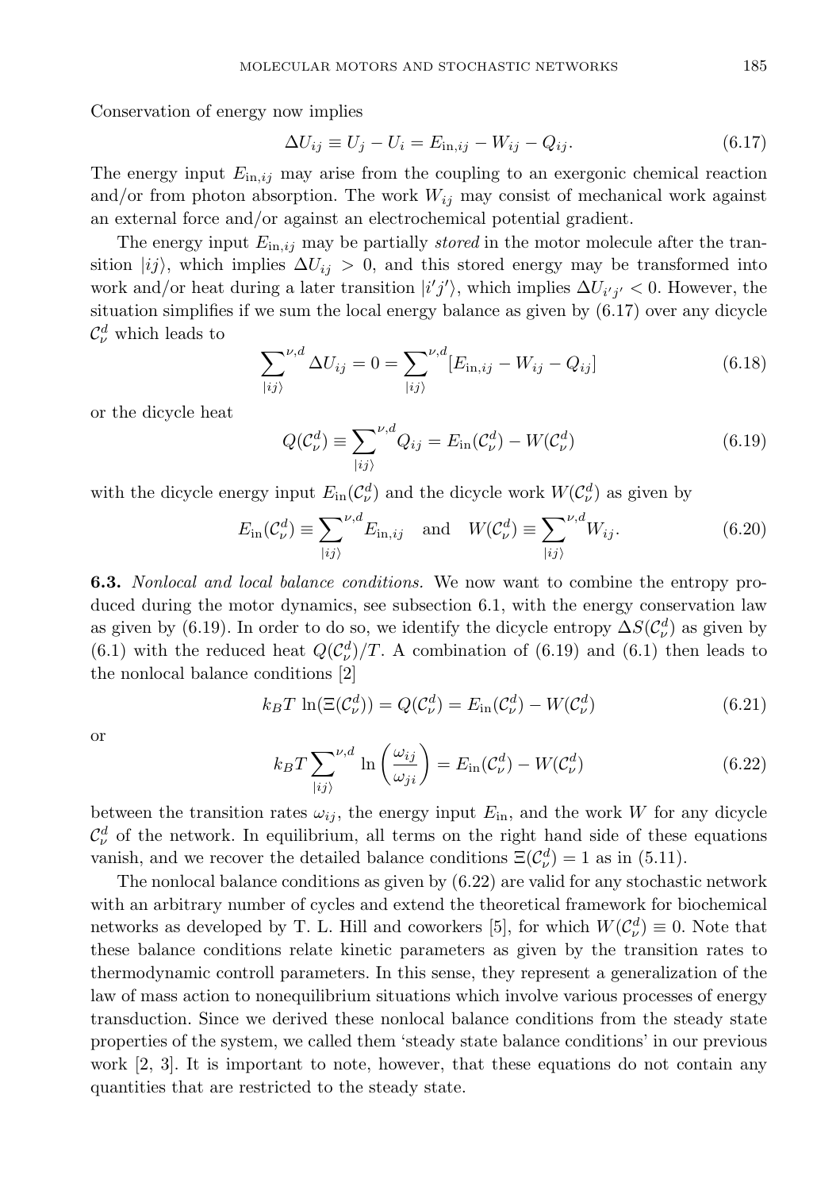Conservation of energy now implies

$$\Delta U_{ij} \equiv U_j - U_i = E_{\mathrm{in},ij} - W_{ij} - Q_{ij}. \tag{6.17}$$

The energy input $E_{\mathrm{in},ij}$ may arise from the coupling to an exergonic chemical reaction and/or from photon absorption. The work $W_{ij}$ may consist of mechanical work against an external force and/or against an electrochemical potential gradient.

The energy input $E_{\mathrm{in},ij}$ may be partially *stored* in the motor molecule after the transition $|ij\rangle$, which implies $\Delta U_{ij} > 0$, and this stored energy may be transformed into work and/or heat during a later transition $|i'j'\rangle$, which implies $\Delta U_{i'j'} < 0$. However, the situation simplifies if we sum the local energy balance as given by (6.17) over any dicycle $\mathcal{C}_\nu^d$ which leads to

$$\sum_{|ij\rangle}^{\nu,d} \Delta U_{ij} = 0 = \sum_{|ij\rangle}^{\nu,d} [E_{\mathrm{in},ij} - W_{ij} - Q_{ij}] \tag{6.18}$$

or the dicycle heat

$$Q(\mathcal{C}_\nu^d) \equiv \sum_{|ij\rangle}^{\nu,d} Q_{ij} = E_{\mathrm{in}}(\mathcal{C}_\nu^d) - W(\mathcal{C}_\nu^d) \tag{6.19}$$

with the dicycle energy input $E_{\mathrm{in}}(\mathcal{C}_\nu^d)$ and the dicycle work $W(\mathcal{C}_\nu^d)$ as given by

$$E_{\mathrm{in}}(\mathcal{C}_\nu^d) \equiv \sum_{|ij\rangle}^{\nu,d} E_{\mathrm{in},ij} \quad \text{and} \quad W(\mathcal{C}_\nu^d) \equiv \sum_{|ij\rangle}^{\nu,d} W_{ij}. \tag{6.20}$$

**6.3.** *Nonlocal and local balance conditions.* We now want to combine the entropy produced during the motor dynamics, see subsection 6.1, with the energy conservation law as given by (6.19). In order to do so, we identify the dicycle entropy $\Delta S(\mathcal{C}_\nu^d)$ as given by (6.1) with the reduced heat $Q(\mathcal{C}_\nu^d)/T$. A combination of (6.19) and (6.1) then leads to the nonlocal balance conditions [2]

$$k_B T \, \ln(\Xi(\mathcal{C}_\nu^d)) = Q(\mathcal{C}_\nu^d) = E_{\mathrm{in}}(\mathcal{C}_\nu^d) - W(\mathcal{C}_\nu^d) \tag{6.21}$$

or

$$k_B T \sum_{|ij\rangle}^{\nu,d} \ln\left(\frac{\omega_{ij}}{\omega_{ji}}\right) = E_{\mathrm{in}}(\mathcal{C}_\nu^d) - W(\mathcal{C}_\nu^d) \tag{6.22}$$

between the transition rates $\omega_{ij}$, the energy input $E_{\mathrm{in}}$, and the work $W$ for any dicycle $\mathcal{C}_\nu^d$ of the network. In equilibrium, all terms on the right hand side of these equations vanish, and we recover the detailed balance conditions $\Xi(\mathcal{C}_\nu^d) = 1$ as in (5.11).

The nonlocal balance conditions as given by (6.22) are valid for any stochastic network with an arbitrary number of cycles and extend the theoretical framework for biochemical networks as developed by T. L. Hill and coworkers [5], for which $W(\mathcal{C}_\nu^d) \equiv 0$. Note that these balance conditions relate kinetic parameters as given by the transition rates to thermodynamic controll parameters. In this sense, they represent a generalization of the law of mass action to nonequilibrium situations which involve various processes of energy transduction. Since we derived these nonlocal balance conditions from the steady state properties of the system, we called them 'steady state balance conditions' in our previous work [2, 3]. It is important to note, however, that these equations do not contain any quantities that are restricted to the steady state.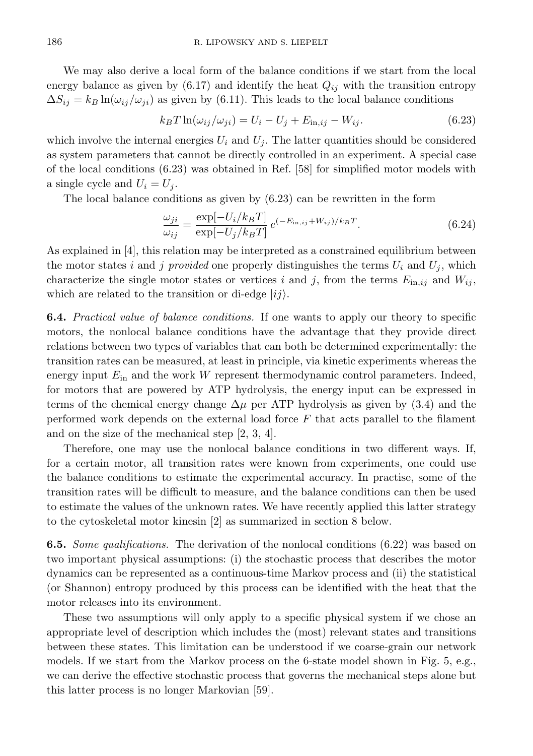We may also derive a local form of the balance conditions if we start from the local energy balance as given by (6.17) and identify the heat $Q_{ij}$ with the transition entropy $\Delta S_{ij} = k_B \ln(\omega_{ij}/\omega_{ji})$ as given by (6.11). This leads to the local balance conditions

$$k_B T \ln(\omega_{ij}/\omega_{ji}) = U_i - U_j + E_{\text{in},ij} - W_{ij}. \tag{6.23}$$

which involve the internal energies $U_i$ and $U_j$. The latter quantities should be considered as system parameters that cannot be directly controlled in an experiment. A special case of the local conditions (6.23) was obtained in Ref. [58] for simplified motor models with a single cycle and $U_i = U_j$.

The local balance conditions as given by (6.23) can be rewritten in the form

$$\frac{\omega_{ji}}{\omega_{ij}} = \frac{\exp[-U_i/k_BT]}{\exp[-U_j/k_BT]} \, e^{(-E_{\text{in},ij}+W_{ij})/k_BT}. \tag{6.24}$$

As explained in [4], this relation may be interpreted as a constrained equilibrium between the motor states $i$ and $j$ *provided* one properly distinguishes the terms $U_i$ and $U_j$, which characterize the single motor states or vertices $i$ and $j$, from the terms $E_{\text{in},ij}$ and $W_{ij}$, which are related to the transition or di-edge $|ij\rangle$.

**6.4.** *Practical value of balance conditions.* If one wants to apply our theory to specific motors, the nonlocal balance conditions have the advantage that they provide direct relations between two types of variables that can both be determined experimentally: the transition rates can be measured, at least in principle, via kinetic experiments whereas the energy input $E_{\text{in}}$ and the work $W$ represent thermodynamic control parameters. Indeed, for motors that are powered by ATP hydrolysis, the energy input can be expressed in terms of the chemical energy change $\Delta\mu$ per ATP hydrolysis as given by (3.4) and the performed work depends on the external load force $F$ that acts parallel to the filament and on the size of the mechanical step [2, 3, 4].

Therefore, one may use the nonlocal balance conditions in two different ways. If, for a certain motor, all transition rates were known from experiments, one could use the balance conditions to estimate the experimental accuracy. In practise, some of the transition rates will be difficult to measure, and the balance conditions can then be used to estimate the values of the unknown rates. We have recently applied this latter strategy to the cytoskeletal motor kinesin [2] as summarized in section 8 below.

**6.5.** *Some qualifications.* The derivation of the nonlocal conditions (6.22) was based on two important physical assumptions: (i) the stochastic process that describes the motor dynamics can be represented as a continuous-time Markov process and (ii) the statistical (or Shannon) entropy produced by this process can be identified with the heat that the motor releases into its environment.

These two assumptions will only apply to a specific physical system if we chose an appropriate level of description which includes the (most) relevant states and transitions between these states. This limitation can be understood if we coarse-grain our network models. If we start from the Markov process on the 6-state model shown in Fig. 5, e.g., we can derive the effective stochastic process that governs the mechanical steps alone but this latter process is no longer Markovian [59].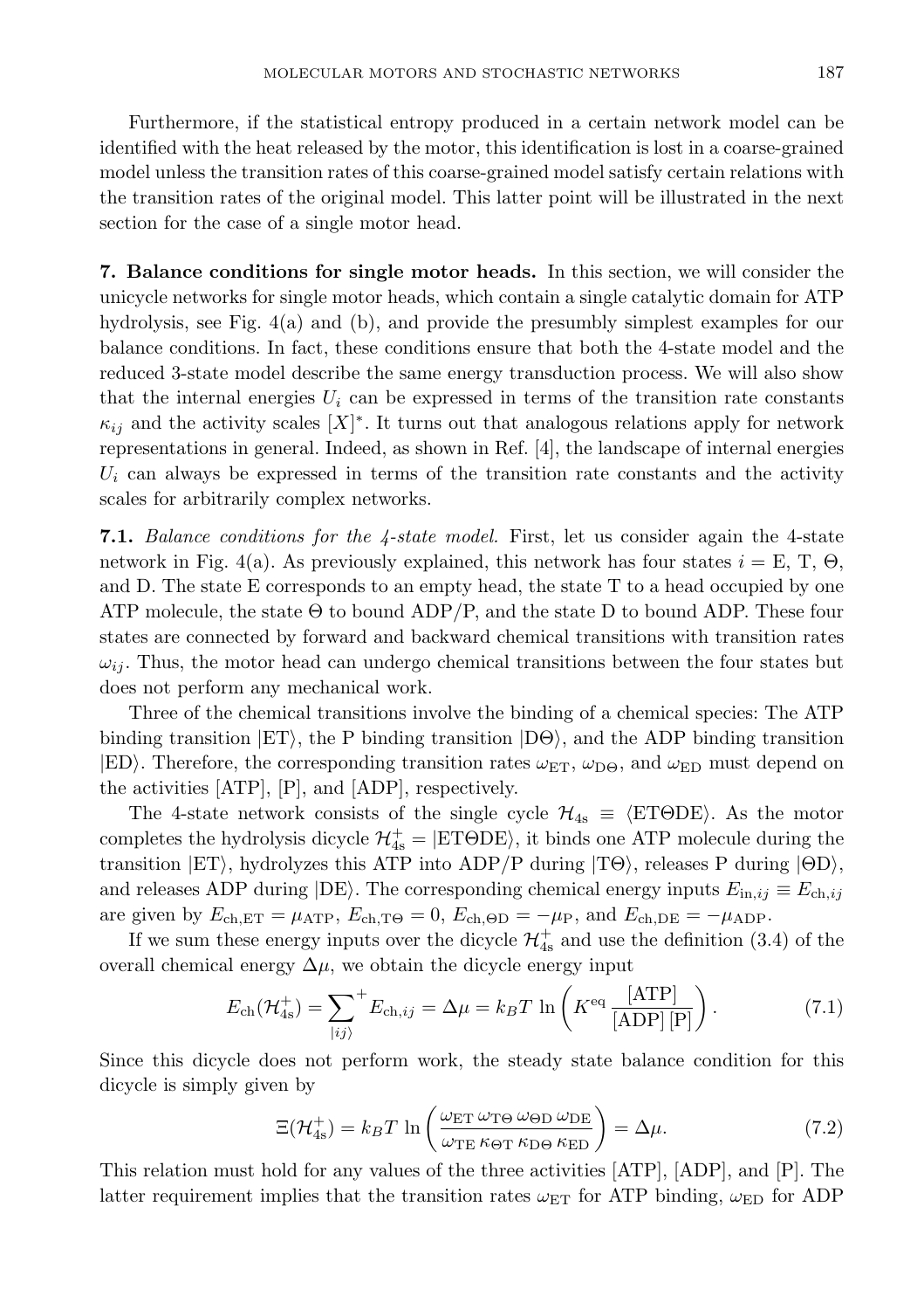Furthermore, if the statistical entropy produced in a certain network model can be identified with the heat released by the motor, this identification is lost in a coarse-grained model unless the transition rates of this coarse-grained model satisfy certain relations with the transition rates of the original model. This latter point will be illustrated in the next section for the case of a single motor head.

**7. Balance conditions for single motor heads.** In this section, we will consider the unicycle networks for single motor heads, which contain a single catalytic domain for ATP hydrolysis, see Fig. 4(a) and (b), and provide the presumbly simplest examples for our balance conditions. In fact, these conditions ensure that both the 4-state model and the reduced 3-state model describe the same energy transduction process. We will also show that the internal energies $U_i$ can be expressed in terms of the transition rate constants $\kappa_{ij}$ and the activity scales $[X]^*$. It turns out that analogous relations apply for network representations in general. Indeed, as shown in Ref. [4], the landscape of internal energies $U_i$ can always be expressed in terms of the transition rate constants and the activity scales for arbitrarily complex networks.

**7.1.** *Balance conditions for the 4-state model.* First, let us consider again the 4-state network in Fig. 4(a). As previously explained, this network has four states $i = \mathrm{E}$, T, $\Theta$, and D. The state E corresponds to an empty head, the state T to a head occupied by one ATP molecule, the state $\Theta$ to bound ADP/P, and the state D to bound ADP. These four states are connected by forward and backward chemical transitions with transition rates $\omega_{ij}$. Thus, the motor head can undergo chemical transitions between the four states but does not perform any mechanical work.

Three of the chemical transitions involve the binding of a chemical species: The ATP binding transition $|\mathrm{ET}\rangle$, the P binding transition $|\mathrm{D}\Theta\rangle$, and the ADP binding transition $|\mathrm{ED}\rangle$. Therefore, the corresponding transition rates $\omega_{\mathrm{ET}}$, $\omega_{\mathrm{D}\Theta}$, and $\omega_{\mathrm{ED}}$ must depend on the activities [ATP], [P], and [ADP], respectively.

The 4-state network consists of the single cycle $\mathcal{H}_{4\mathrm{s}} \equiv \langle \mathrm{ET}\Theta\mathrm{DE}\rangle$. As the motor completes the hydrolysis dicycle $\mathcal{H}^+_{4\mathrm{s}} = |\mathrm{ET}\Theta\mathrm{DE}\rangle$, it binds one ATP molecule during the transition $|\mathrm{ET}\rangle$, hydrolyzes this ATP into ADP/P during $|\mathrm{T}\Theta\rangle$, releases P during $|\Theta\mathrm{D}\rangle$, and releases ADP during $|\mathrm{DE}\rangle$. The corresponding chemical energy inputs $E_{\mathrm{in},ij} \equiv E_{\mathrm{ch},ij}$ are given by $E_{\mathrm{ch,ET}} = \mu_{\mathrm{ATP}}$, $E_{\mathrm{ch,T}\Theta} = 0$, $E_{\mathrm{ch},\Theta\mathrm{D}} = -\mu_{\mathrm{P}}$, and $E_{\mathrm{ch,DE}} = -\mu_{\mathrm{ADP}}$.

If we sum these energy inputs over the dicycle $\mathcal{H}^+_{4\mathrm{s}}$ and use the definition (3.4) of the overall chemical energy $\Delta\mu$, we obtain the dicycle energy input

$$E_{\mathrm{ch}}(\mathcal{H}^+_{4\mathrm{s}}) = \sum_{|ij\rangle}^{+} E_{\mathrm{ch},ij} = \Delta\mu = k_B T \,\ln\left(K^{\mathrm{eq}}\,\frac{[\mathrm{ATP}]}{[\mathrm{ADP}]\,[\mathrm{P}]}\right). \tag{7.1}$$

Since this dicycle does not perform work, the steady state balance condition for this dicycle is simply given by

$$\Xi(\mathcal{H}^+_{4\mathrm{s}}) = k_B T\,\ln\left(\frac{\omega_{\mathrm{ET}}\,\omega_{\mathrm{T}\Theta}\,\omega_{\Theta\mathrm{D}}\,\omega_{\mathrm{DE}}}{\omega_{\mathrm{TE}}\,\kappa_{\Theta\mathrm{T}}\,\kappa_{\mathrm{D}\Theta}\,\kappa_{\mathrm{ED}}}\right) = \Delta\mu. \tag{7.2}$$

This relation must hold for any values of the three activities [ATP], [ADP], and [P]. The latter requirement implies that the transition rates $\omega_{\mathrm{ET}}$ for ATP binding, $\omega_{\mathrm{ED}}$ for ADP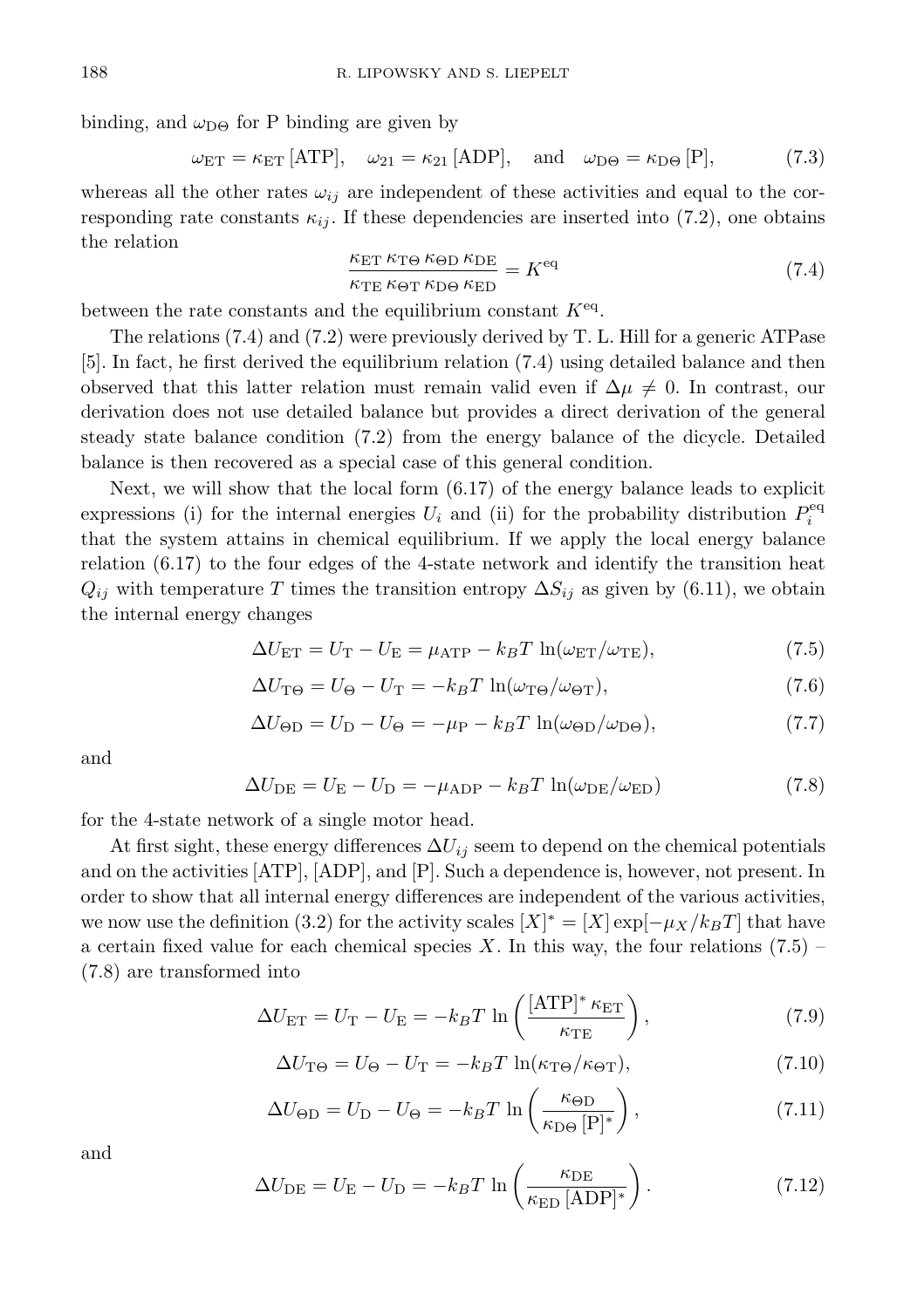binding, and $\omega_{\mathrm{D}\Theta}$ for P binding are given by

$$\omega_{\mathrm{ET}} = \kappa_{\mathrm{ET}}\,[\mathrm{ATP}], \quad \omega_{21} = \kappa_{21}\,[\mathrm{ADP}], \quad \text{and} \quad \omega_{\mathrm{D}\Theta} = \kappa_{\mathrm{D}\Theta}\,[\mathrm{P}], \tag{7.3}$$

whereas all the other rates $\omega_{ij}$ are independent of these activities and equal to the corresponding rate constants $\kappa_{ij}$. If these dependencies are inserted into (7.2), one obtains the relation

$$\frac{\kappa_{\mathrm{ET}}\,\kappa_{\mathrm{T}\Theta}\,\kappa_{\Theta\mathrm{D}}\,\kappa_{\mathrm{DE}}}{\kappa_{\mathrm{TE}}\,\kappa_{\Theta\mathrm{T}}\,\kappa_{\mathrm{D}\Theta}\,\kappa_{\mathrm{ED}}} = K^{\mathrm{eq}} \tag{7.4}$$

between the rate constants and the equilibrium constant $K^{\mathrm{eq}}$.

The relations (7.4) and (7.2) were previously derived by T. L. Hill for a generic ATPase [5]. In fact, he first derived the equilibrium relation (7.4) using detailed balance and then observed that this latter relation must remain valid even if $\Delta\mu \neq 0$. In contrast, our derivation does not use detailed balance but provides a direct derivation of the general steady state balance condition (7.2) from the energy balance of the dicycle. Detailed balance is then recovered as a special case of this general condition.

Next, we will show that the local form (6.17) of the energy balance leads to explicit expressions (i) for the internal energies $U_i$ and (ii) for the probability distribution $P_i^{\mathrm{eq}}$ that the system attains in chemical equilibrium. If we apply the local energy balance relation (6.17) to the four edges of the 4-state network and identify the transition heat $Q_{ij}$ with temperature $T$ times the transition entropy $\Delta S_{ij}$ as given by (6.11), we obtain the internal energy changes

$$\Delta U_{\mathrm{ET}} = U_{\mathrm{T}} - U_{\mathrm{E}} = \mu_{\mathrm{ATP}} - k_B T\,\ln(\omega_{\mathrm{ET}}/\omega_{\mathrm{TE}}), \tag{7.5}$$

$$\Delta U_{\mathrm{T}\Theta} = U_{\Theta} - U_{\mathrm{T}} = -k_B T\,\ln(\omega_{\mathrm{T}\Theta}/\omega_{\Theta\mathrm{T}}), \tag{7.6}$$

$$\Delta U_{\Theta\mathrm{D}} = U_{\mathrm{D}} - U_{\Theta} = -\mu_{\mathrm{P}} - k_B T\,\ln(\omega_{\Theta\mathrm{D}}/\omega_{\mathrm{D}\Theta}), \tag{7.7}$$

and

$$\Delta U_{\mathrm{DE}} = U_{\mathrm{E}} - U_{\mathrm{D}} = -\mu_{\mathrm{ADP}} - k_B T\,\ln(\omega_{\mathrm{DE}}/\omega_{\mathrm{ED}}) \tag{7.8}$$

for the 4-state network of a single motor head.

At first sight, these energy differences $\Delta U_{ij}$ seem to depend on the chemical potentials and on the activities [ATP], [ADP], and [P]. Such a dependence is, however, not present. In order to show that all internal energy differences are independent of the various activities, we now use the definition (3.2) for the activity scales $[X]^* = [X]\exp[-\mu_X/k_B T]$ that have a certain fixed value for each chemical species $X$. In this way, the four relations (7.5) – (7.8) are transformed into

$$\Delta U_{\mathrm{ET}} = U_{\mathrm{T}} - U_{\mathrm{E}} = -k_B T\,\ln\left(\frac{[\mathrm{ATP}]^*\,\kappa_{\mathrm{ET}}}{\kappa_{\mathrm{TE}}}\right), \tag{7.9}$$

$$\Delta U_{\mathrm{T}\Theta} = U_{\Theta} - U_{\mathrm{T}} = -k_B T\,\ln(\kappa_{\mathrm{T}\Theta}/\kappa_{\Theta\mathrm{T}}), \tag{7.10}$$

$$\Delta U_{\Theta\mathrm{D}} = U_{\mathrm{D}} - U_{\Theta} = -k_B T\,\ln\left(\frac{\kappa_{\Theta\mathrm{D}}}{\kappa_{\mathrm{D}\Theta}\,[\mathrm{P}]^*}\right), \tag{7.11}$$

and

$$\Delta U_{\mathrm{DE}} = U_{\mathrm{E}} - U_{\mathrm{D}} = -k_B T\,\ln\left(\frac{\kappa_{\mathrm{DE}}}{\kappa_{\mathrm{ED}}\,[\mathrm{ADP}]^*}\right). \tag{7.12}$$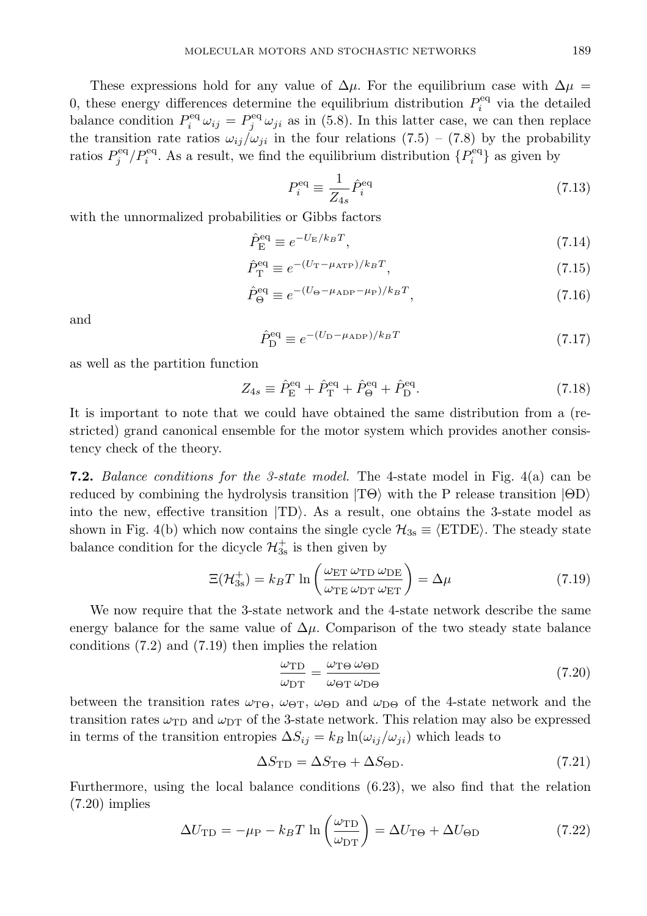These expressions hold for any value of $\Delta\mu$. For the equilibrium case with $\Delta\mu = 0$, these energy differences determine the equilibrium distribution $P_i^{\rm eq}$ via the detailed balance condition $P_i^{\rm eq}\,\omega_{ij} = P_j^{\rm eq}\,\omega_{ji}$ as in (5.8). In this latter case, we can then replace the transition rate ratios $\omega_{ij}/\omega_{ji}$ in the four relations (7.5) – (7.8) by the probability ratios $P_j^{\rm eq}/P_i^{\rm eq}$. As a result, we find the equilibrium distribution $\{P_i^{\rm eq}\}$ as given by

$$P_i^{\rm eq} \equiv \frac{1}{Z_{4s}} \hat{P}_i^{\rm eq} \tag{7.13}$$

with the unnormalized probabilities or Gibbs factors

$$\hat{P}_{\rm E}^{\rm eq} \equiv e^{-U_{\rm E}/k_B T}, \tag{7.14}$$

$$\hat{P}_{\rm T}^{\rm eq} \equiv e^{-(U_{\rm T} - \mu_{\rm ATP})/k_B T}, \tag{7.15}$$

$$\hat{P}_{\Theta}^{\rm eq} \equiv e^{-(U_{\Theta} - \mu_{\rm ADP} - \mu_{\rm P})/k_B T}, \tag{7.16}$$

and

$$\hat{P}_{\rm D}^{\rm eq} \equiv e^{-(U_{\rm D} - \mu_{\rm ADP})/k_B T} \tag{7.17}$$

as well as the partition function

$$Z_{4s} \equiv \hat{P}_{\rm E}^{\rm eq} + \hat{P}_{\rm T}^{\rm eq} + \hat{P}_{\Theta}^{\rm eq} + \hat{P}_{\rm D}^{\rm eq}. \tag{7.18}$$

It is important to note that we could have obtained the same distribution from a (restricted) grand canonical ensemble for the motor system which provides another consistency check of the theory.

**7.2.** *Balance conditions for the 3-state model.* The 4-state model in Fig. 4(a) can be reduced by combining the hydrolysis transition $|{\rm T}\Theta\rangle$ with the P release transition $|\Theta{\rm D}\rangle$ into the new, effective transition $|{\rm TD}\rangle$. As a result, one obtains the 3-state model as shown in Fig. 4(b) which now contains the single cycle $\mathcal{H}_{\rm 3s} \equiv \langle {\rm ETDE}\rangle$. The steady state balance condition for the dicycle $\mathcal{H}_{\rm 3s}^{+}$ is then given by

$$\Xi(\mathcal{H}_{\rm 3s}^{+}) = k_B T\, \ln\left(\frac{\omega_{\rm ET}\,\omega_{\rm TD}\,\omega_{\rm DE}}{\omega_{\rm TE}\,\omega_{\rm DT}\,\omega_{\rm ET}}\right) = \Delta\mu \tag{7.19}$$

We now require that the 3-state network and the 4-state network describe the same energy balance for the same value of $\Delta\mu$. Comparison of the two steady state balance conditions (7.2) and (7.19) then implies the relation

$$\frac{\omega_{\rm TD}}{\omega_{\rm DT}} = \frac{\omega_{{\rm T}\Theta}\,\omega_{\Theta{\rm D}}}{\omega_{\Theta{\rm T}}\,\omega_{{\rm D}\Theta}} \tag{7.20}$$

between the transition rates $\omega_{{\rm T}\Theta}$, $\omega_{\Theta{\rm T}}$, $\omega_{\Theta{\rm D}}$ and $\omega_{{\rm D}\Theta}$ of the 4-state network and the transition rates $\omega_{\rm TD}$ and $\omega_{\rm DT}$ of the 3-state network. This relation may also be expressed in terms of the transition entropies $\Delta S_{ij} = k_B \ln(\omega_{ij}/\omega_{ji})$ which leads to

$$\Delta S_{\rm TD} = \Delta S_{{\rm T}\Theta} + \Delta S_{\Theta{\rm D}}. \tag{7.21}$$

Furthermore, using the local balance conditions (6.23), we also find that the relation (7.20) implies

$$\Delta U_{\rm TD} = -\mu_{\rm P} - k_B T\, \ln\left(\frac{\omega_{\rm TD}}{\omega_{\rm DT}}\right) = \Delta U_{{\rm T}\Theta} + \Delta U_{\Theta{\rm D}} \tag{7.22}$$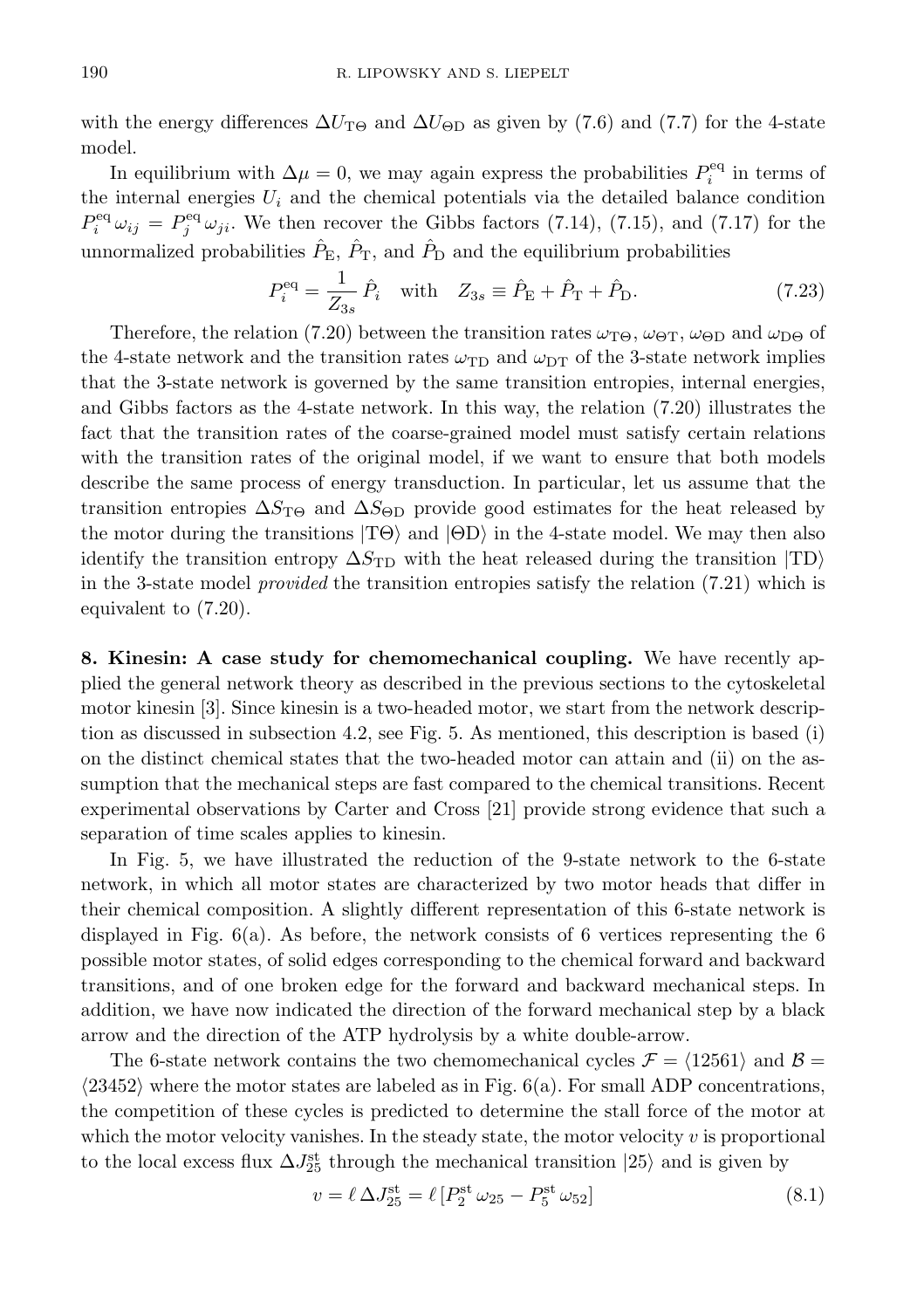with the energy differences $\Delta U_{\mathrm{T}\Theta}$ and $\Delta U_{\Theta\mathrm{D}}$ as given by (7.6) and (7.7) for the 4-state model.

In equilibrium with $\Delta\mu = 0$, we may again express the probabilities $P_i^{\mathrm{eq}}$ in terms of the internal energies $U_i$ and the chemical potentials via the detailed balance condition $P_i^{\mathrm{eq}}\,\omega_{ij} = P_j^{\mathrm{eq}}\,\omega_{ji}$. We then recover the Gibbs factors (7.14), (7.15), and (7.17) for the unnormalized probabilities $\hat{P}_{\mathrm{E}}$, $\hat{P}_{\mathrm{T}}$, and $\hat{P}_{\mathrm{D}}$ and the equilibrium probabilities

$$P_i^{\mathrm{eq}} = \frac{1}{Z_{3s}}\,\hat{P}_i \quad \text{with} \quad Z_{3s} \equiv \hat{P}_{\mathrm{E}} + \hat{P}_{\mathrm{T}} + \hat{P}_{\mathrm{D}}. \tag{7.23}$$

Therefore, the relation (7.20) between the transition rates $\omega_{\mathrm{T}\Theta}$, $\omega_{\Theta\mathrm{T}}$, $\omega_{\Theta\mathrm{D}}$ and $\omega_{\mathrm{D}\Theta}$ of the 4-state network and the transition rates $\omega_{\mathrm{TD}}$ and $\omega_{\mathrm{DT}}$ of the 3-state network implies that the 3-state network is governed by the same transition entropies, internal energies, and Gibbs factors as the 4-state network. In this way, the relation (7.20) illustrates the fact that the transition rates of the coarse-grained model must satisfy certain relations with the transition rates of the original model, if we want to ensure that both models describe the same process of energy transduction. In particular, let us assume that the transition entropies $\Delta S_{\mathrm{T}\Theta}$ and $\Delta S_{\Theta\mathrm{D}}$ provide good estimates for the heat released by the motor during the transitions $|\mathrm{T}\Theta\rangle$ and $|\Theta\mathrm{D}\rangle$ in the 4-state model. We may then also identify the transition entropy $\Delta S_{\mathrm{TD}}$ with the heat released during the transition $|\mathrm{TD}\rangle$ in the 3-state model *provided* the transition entropies satisfy the relation (7.21) which is equivalent to (7.20).

**8. Kinesin: A case study for chemomechanical coupling.** We have recently applied the general network theory as described in the previous sections to the cytoskeletal motor kinesin [3]. Since kinesin is a two-headed motor, we start from the network description as discussed in subsection 4.2, see Fig. 5. As mentioned, this description is based (i) on the distinct chemical states that the two-headed motor can attain and (ii) on the assumption that the mechanical steps are fast compared to the chemical transitions. Recent experimental observations by Carter and Cross [21] provide strong evidence that such a separation of time scales applies to kinesin.

In Fig. 5, we have illustrated the reduction of the 9-state network to the 6-state network, in which all motor states are characterized by two motor heads that differ in their chemical composition. A slightly different representation of this 6-state network is displayed in Fig. 6(a). As before, the network consists of 6 vertices representing the 6 possible motor states, of solid edges corresponding to the chemical forward and backward transitions, and of one broken edge for the forward and backward mechanical steps. In addition, we have now indicated the direction of the forward mechanical step by a black arrow and the direction of the ATP hydrolysis by a white double-arrow.

The 6-state network contains the two chemomechanical cycles $\mathcal{F} = \langle 12561\rangle$ and $\mathcal{B} = \langle 23452\rangle$ where the motor states are labeled as in Fig. 6(a). For small ADP concentrations, the competition of these cycles is predicted to determine the stall force of the motor at which the motor velocity vanishes. In the steady state, the motor velocity $v$ is proportional to the local excess flux $\Delta J_{25}^{\mathrm{st}}$ through the mechanical transition $|25\rangle$ and is given by

$$v = \ell\,\Delta J_{25}^{\mathrm{st}} = \ell\,[P_2^{\mathrm{st}}\,\omega_{25} - P_5^{\mathrm{st}}\,\omega_{52}] \tag{8.1}$$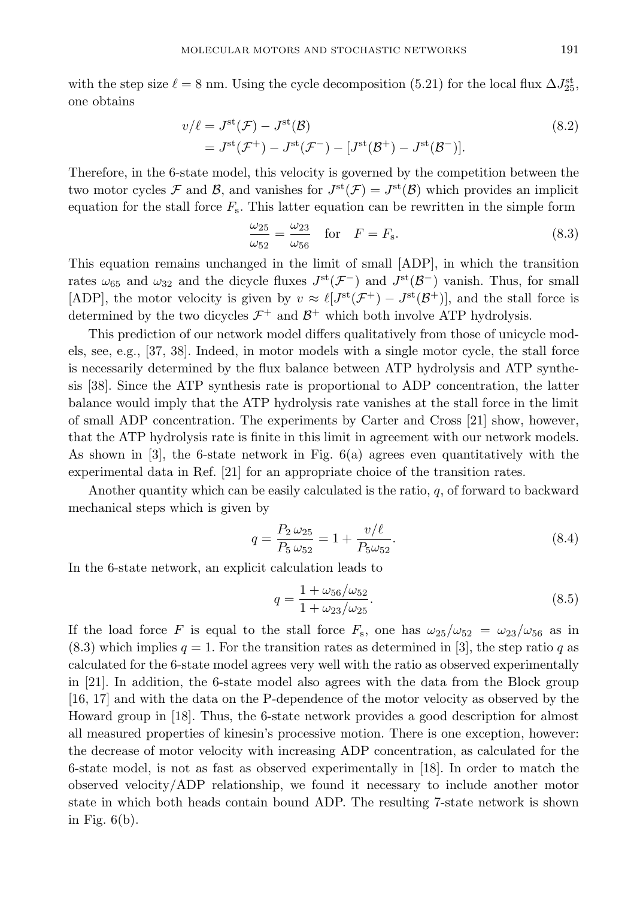with the step size $\ell = 8$ nm. Using the cycle decomposition (5.21) for the local flux $\Delta J^{\rm st}_{25}$, one obtains

$$
\begin{aligned}
v/\ell &= J^{\rm st}(\mathcal{F}) - J^{\rm st}(\mathcal{B}) \\
&= J^{\rm st}(\mathcal{F}^+) - J^{\rm st}(\mathcal{F}^-) - [J^{\rm st}(\mathcal{B}^+) - J^{\rm st}(\mathcal{B}^-)].
\end{aligned}
\tag{8.2}
$$

Therefore, in the 6-state model, this velocity is governed by the competition between the two motor cycles $\mathcal{F}$ and $\mathcal{B}$, and vanishes for $J^{\rm st}(\mathcal{F}) = J^{\rm st}(\mathcal{B})$ which provides an implicit equation for the stall force $F_{\rm s}$. This latter equation can be rewritten in the simple form

$$
\frac{\omega_{25}}{\omega_{52}} = \frac{\omega_{23}}{\omega_{56}} \quad \text{for} \quad F = F_{\rm s}. \tag{8.3}
$$

This equation remains unchanged in the limit of small [ADP], in which the transition rates $\omega_{65}$ and $\omega_{32}$ and the dicycle fluxes $J^{\rm st}(\mathcal{F}^-)$ and $J^{\rm st}(\mathcal{B}^-)$ vanish. Thus, for small [ADP], the motor velocity is given by $v \approx \ell[J^{\rm st}(\mathcal{F}^+) - J^{\rm st}(\mathcal{B}^+)]$, and the stall force is determined by the two dicycles $\mathcal{F}^+$ and $\mathcal{B}^+$ which both involve ATP hydrolysis.

This prediction of our network model differs qualitatively from those of unicycle models, see, e.g., [37, 38]. Indeed, in motor models with a single motor cycle, the stall force is necessarily determined by the flux balance between ATP hydrolysis and ATP synthesis [38]. Since the ATP synthesis rate is proportional to ADP concentration, the latter balance would imply that the ATP hydrolysis rate vanishes at the stall force in the limit of small ADP concentration. The experiments by Carter and Cross [21] show, however, that the ATP hydrolysis rate is finite in this limit in agreement with our network models. As shown in [3], the 6-state network in Fig. 6(a) agrees even quantitatively with the experimental data in Ref. [21] for an appropriate choice of the transition rates.

Another quantity which can be easily calculated is the ratio, $q$, of forward to backward mechanical steps which is given by

$$
q = \frac{P_2\,\omega_{25}}{P_5\,\omega_{52}} = 1 + \frac{v/\ell}{P_5\omega_{52}}. \tag{8.4}
$$

In the 6-state network, an explicit calculation leads to

$$
q = \frac{1 + \omega_{56}/\omega_{52}}{1 + \omega_{23}/\omega_{25}}. \tag{8.5}
$$

If the load force $F$ is equal to the stall force $F_{\rm s}$, one has $\omega_{25}/\omega_{52} = \omega_{23}/\omega_{56}$ as in (8.3) which implies $q = 1$. For the transition rates as determined in [3], the step ratio $q$ as calculated for the 6-state model agrees very well with the ratio as observed experimentally in [21]. In addition, the 6-state model also agrees with the data from the Block group [16, 17] and with the data on the P-dependence of the motor velocity as observed by the Howard group in [18]. Thus, the 6-state network provides a good description for almost all measured properties of kinesin's processive motion. There is one exception, however: the decrease of motor velocity with increasing ADP concentration, as calculated for the 6-state model, is not as fast as observed experimentally in [18]. In order to match the observed velocity/ADP relationship, we found it necessary to include another motor state in which both heads contain bound ADP. The resulting 7-state network is shown in Fig. 6(b).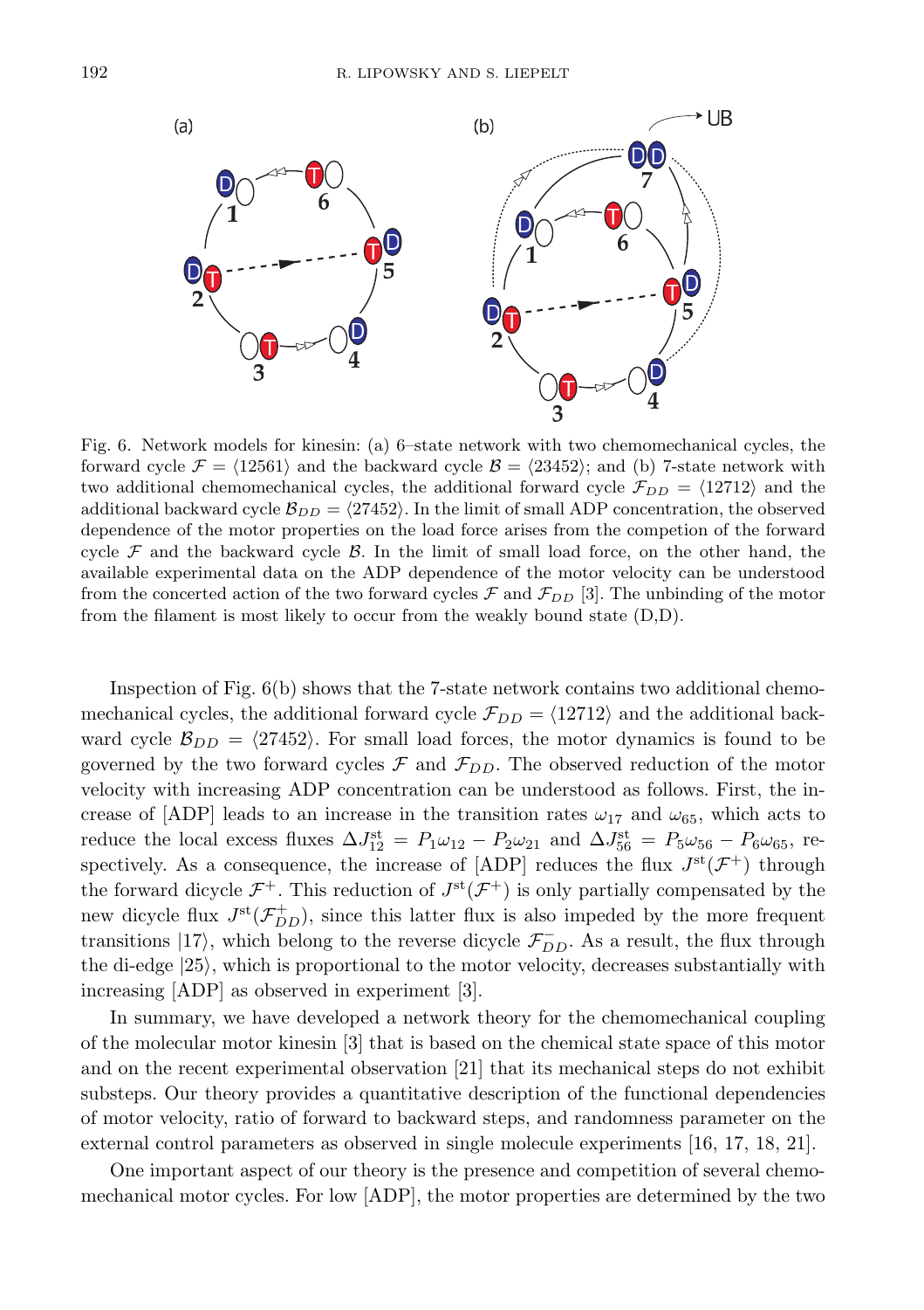Fig. 6. Network models for kinesin: (a) 6–state network with two chemomechanical cycles, the forward cycle $\mathcal{F} = \langle 12561 \rangle$ and the backward cycle $\mathcal{B} = \langle 23452 \rangle$; and (b) 7-state network with two additional chemomechanical cycles, the additional forward cycle $\mathcal{F}_{DD} = \langle 12712 \rangle$ and the additional backward cycle $\mathcal{B}_{DD} = \langle 27452 \rangle$. In the limit of small ADP concentration, the observed dependence of the motor properties on the load force arises from the competion of the forward cycle $\mathcal{F}$ and the backward cycle $\mathcal{B}$. In the limit of small load force, on the other hand, the available experimental data on the ADP dependence of the motor velocity can be understood from the concerted action of the two forward cycles $\mathcal{F}$ and $\mathcal{F}_{DD}$ [3]. The unbinding of the motor from the filament is most likely to occur from the weakly bound state (D,D).

Inspection of Fig. 6(b) shows that the 7-state network contains two additional chemomechanical cycles, the additional forward cycle $\mathcal{F}_{DD} = \langle 12712 \rangle$ and the additional backward cycle $\mathcal{B}_{DD} = \langle 27452 \rangle$. For small load forces, the motor dynamics is found to be governed by the two forward cycles $\mathcal{F}$ and $\mathcal{F}_{DD}$. The observed reduction of the motor velocity with increasing ADP concentration can be understood as follows. First, the increase of [ADP] leads to an increase in the transition rates $\omega_{17}$ and $\omega_{65}$, which acts to reduce the local excess fluxes $\Delta J^{\rm st}_{12} = P_1\omega_{12} - P_2\omega_{21}$ and $\Delta J^{\rm st}_{56} = P_5\omega_{56} - P_6\omega_{65}$, respectively. As a consequence, the increase of [ADP] reduces the flux $J^{\rm st}(\mathcal{F}^+)$ through the forward dicycle $\mathcal{F}^+$. This reduction of $J^{\rm st}(\mathcal{F}^+)$ is only partially compensated by the new dicycle flux $J^{\rm st}(\mathcal{F}^+_{DD})$, since this latter flux is also impeded by the more frequent transitions $|17\rangle$, which belong to the reverse dicycle $\mathcal{F}^-_{DD}$. As a result, the flux through the di-edge $|25\rangle$, which is proportional to the motor velocity, decreases substantially with increasing [ADP] as observed in experiment [3].

In summary, we have developed a network theory for the chemomechanical coupling of the molecular motor kinesin [3] that is based on the chemical state space of this motor and on the recent experimental observation [21] that its mechanical steps do not exhibit substeps. Our theory provides a quantitative description of the functional dependencies of motor velocity, ratio of forward to backward steps, and randomness parameter on the external control parameters as observed in single molecule experiments [16, 17, 18, 21].

One important aspect of our theory is the presence and competition of several chemomechanical motor cycles. For low [ADP], the motor properties are determined by the two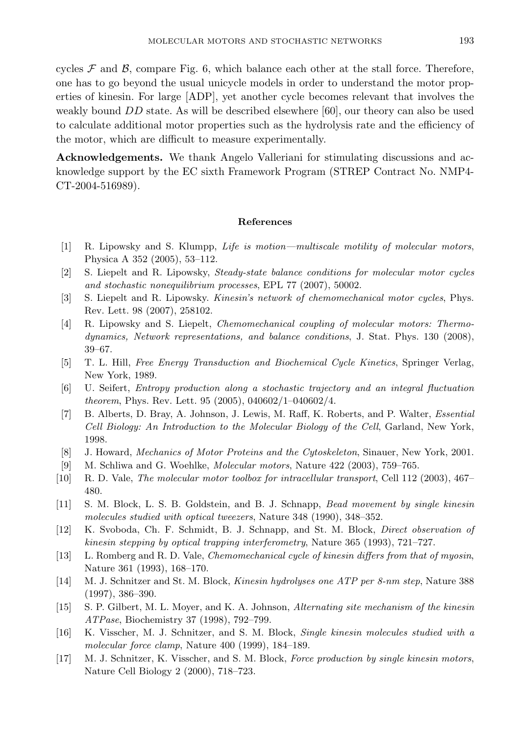cycles $\mathcal{F}$ and $\mathcal{B}$, compare Fig. 6, which balance each other at the stall force. Therefore, one has to go beyond the usual unicycle models in order to understand the motor properties of kinesin. For large [ADP], yet another cycle becomes relevant that involves the weakly bound $DD$ state. As will be described elsewhere [60], our theory can also be used to calculate additional motor properties such as the hydrolysis rate and the efficiency of the motor, which are difficult to measure experimentally.

**Acknowledgements.** We thank Angelo Valleriani for stimulating discussions and acknowledge support by the EC sixth Framework Program (STREP Contract No. NMP4-CT-2004-516989).

## References

[1] R. Lipowsky and S. Klumpp, *Life is motion—multiscale motility of molecular motors*, Physica A 352 (2005), 53–112.

[2] S. Liepelt and R. Lipowsky, *Steady-state balance conditions for molecular motor cycles and stochastic nonequilibrium processes*, EPL 77 (2007), 50002.

[3] S. Liepelt and R. Lipowsky. *Kinesin's network of chemomechanical motor cycles*, Phys. Rev. Lett. 98 (2007), 258102.

[4] R. Lipowsky and S. Liepelt, *Chemomechanical coupling of molecular motors: Thermodynamics, Network representations, and balance conditions*, J. Stat. Phys. 130 (2008), 39–67.

[5] T. L. Hill, *Free Energy Transduction and Biochemical Cycle Kinetics*, Springer Verlag, New York, 1989.

[6] U. Seifert, *Entropy production along a stochastic trajectory and an integral fluctuation theorem*, Phys. Rev. Lett. 95 (2005), 040602/1–040602/4.

[7] B. Alberts, D. Bray, A. Johnson, J. Lewis, M. Raff, K. Roberts, and P. Walter, *Essential Cell Biology: An Introduction to the Molecular Biology of the Cell*, Garland, New York, 1998.

[8] J. Howard, *Mechanics of Motor Proteins and the Cytoskeleton*, Sinauer, New York, 2001.

[9] M. Schliwa and G. Woehlke, *Molecular motors*, Nature 422 (2003), 759–765.

[10] R. D. Vale, *The molecular motor toolbox for intracellular transport*, Cell 112 (2003), 467–480.

[11] S. M. Block, L. S. B. Goldstein, and B. J. Schnapp, *Bead movement by single kinesin molecules studied with optical tweezers*, Nature 348 (1990), 348–352.

[12] K. Svoboda, Ch. F. Schmidt, B. J. Schnapp, and St. M. Block, *Direct observation of kinesin stepping by optical trapping interferometry*, Nature 365 (1993), 721–727.

[13] L. Romberg and R. D. Vale, *Chemomechanical cycle of kinesin differs from that of myosin*, Nature 361 (1993), 168–170.

[14] M. J. Schnitzer and St. M. Block, *Kinesin hydrolyses one ATP per 8-nm step*, Nature 388 (1997), 386–390.

[15] S. P. Gilbert, M. L. Moyer, and K. A. Johnson, *Alternating site mechanism of the kinesin ATPase*, Biochemistry 37 (1998), 792–799.

[16] K. Visscher, M. J. Schnitzer, and S. M. Block, *Single kinesin molecules studied with a molecular force clamp*, Nature 400 (1999), 184–189.

[17] M. J. Schnitzer, K. Visscher, and S. M. Block, *Force production by single kinesin motors*, Nature Cell Biology 2 (2000), 718–723.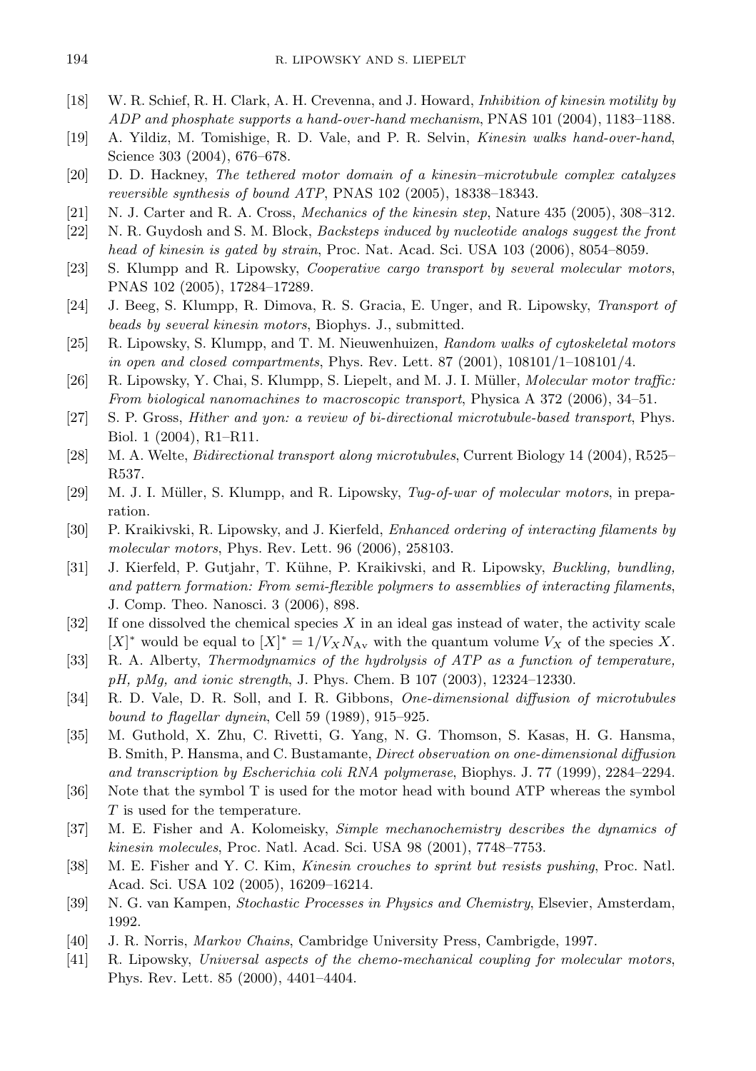[18] W. R. Schief, R. H. Clark, A. H. Crevenna, and J. Howard, *Inhibition of kinesin motility by ADP and phosphate supports a hand-over-hand mechanism*, PNAS 101 (2004), 1183–1188.

[19] A. Yildiz, M. Tomishige, R. D. Vale, and P. R. Selvin, *Kinesin walks hand-over-hand*, Science 303 (2004), 676–678.

[20] D. D. Hackney, *The tethered motor domain of a kinesin–microtubule complex catalyzes reversible synthesis of bound ATP*, PNAS 102 (2005), 18338–18343.

[21] N. J. Carter and R. A. Cross, *Mechanics of the kinesin step*, Nature 435 (2005), 308–312.

[22] N. R. Guydosh and S. M. Block, *Backsteps induced by nucleotide analogs suggest the front head of kinesin is gated by strain*, Proc. Nat. Acad. Sci. USA 103 (2006), 8054–8059.

[23] S. Klumpp and R. Lipowsky, *Cooperative cargo transport by several molecular motors*, PNAS 102 (2005), 17284–17289.

[24] J. Beeg, S. Klumpp, R. Dimova, R. S. Gracia, E. Unger, and R. Lipowsky, *Transport of beads by several kinesin motors*, Biophys. J., submitted.

[25] R. Lipowsky, S. Klumpp, and T. M. Nieuwenhuizen, *Random walks of cytoskeletal motors in open and closed compartments*, Phys. Rev. Lett. 87 (2001), 108101/1–108101/4.

[26] R. Lipowsky, Y. Chai, S. Klumpp, S. Liepelt, and M. J. I. Müller, *Molecular motor traffic: From biological nanomachines to macroscopic transport*, Physica A 372 (2006), 34–51.

[27] S. P. Gross, *Hither and yon: a review of bi-directional microtubule-based transport*, Phys. Biol. 1 (2004), R1–R11.

[28] M. A. Welte, *Bidirectional transport along microtubules*, Current Biology 14 (2004), R525–R537.

[29] M. J. I. Müller, S. Klumpp, and R. Lipowsky, *Tug-of-war of molecular motors*, in preparation.

[30] P. Kraikivski, R. Lipowsky, and J. Kierfeld, *Enhanced ordering of interacting filaments by molecular motors*, Phys. Rev. Lett. 96 (2006), 258103.

[31] J. Kierfeld, P. Gutjahr, T. Kühne, P. Kraikivski, and R. Lipowsky, *Buckling, bundling, and pattern formation: From semi-flexible polymers to assemblies of interacting filaments*, J. Comp. Theo. Nanosci. 3 (2006), 898.

[32] If one dissolved the chemical species $X$ in an ideal gas instead of water, the activity scale $[X]^*$ would be equal to $[X]^* = 1/V_X N_{\mathrm{Av}}$ with the quantum volume $V_X$ of the species $X$.

[33] R. A. Alberty, *Thermodynamics of the hydrolysis of ATP as a function of temperature, pH, pMg, and ionic strength*, J. Phys. Chem. B 107 (2003), 12324–12330.

[34] R. D. Vale, D. R. Soll, and I. R. Gibbons, *One-dimensional diffusion of microtubules bound to flagellar dynein*, Cell 59 (1989), 915–925.

[35] M. Guthold, X. Zhu, C. Rivetti, G. Yang, N. G. Thomson, S. Kasas, H. G. Hansma, B. Smith, P. Hansma, and C. Bustamante, *Direct observation on one-dimensional diffusion and transcription by Escherichia coli RNA polymerase*, Biophys. J. 77 (1999), 2284–2294.

[36] Note that the symbol T is used for the motor head with bound ATP whereas the symbol $T$ is used for the temperature.

[37] M. E. Fisher and A. Kolomeisky, *Simple mechanochemistry describes the dynamics of kinesin molecules*, Proc. Natl. Acad. Sci. USA 98 (2001), 7748–7753.

[38] M. E. Fisher and Y. C. Kim, *Kinesin crouches to sprint but resists pushing*, Proc. Natl. Acad. Sci. USA 102 (2005), 16209–16214.

[39] N. G. van Kampen, *Stochastic Processes in Physics and Chemistry*, Elsevier, Amsterdam, 1992.

[40] J. R. Norris, *Markov Chains*, Cambridge University Press, Cambrigde, 1997.

[41] R. Lipowsky, *Universal aspects of the chemo-mechanical coupling for molecular motors*, Phys. Rev. Lett. 85 (2000), 4401–4404.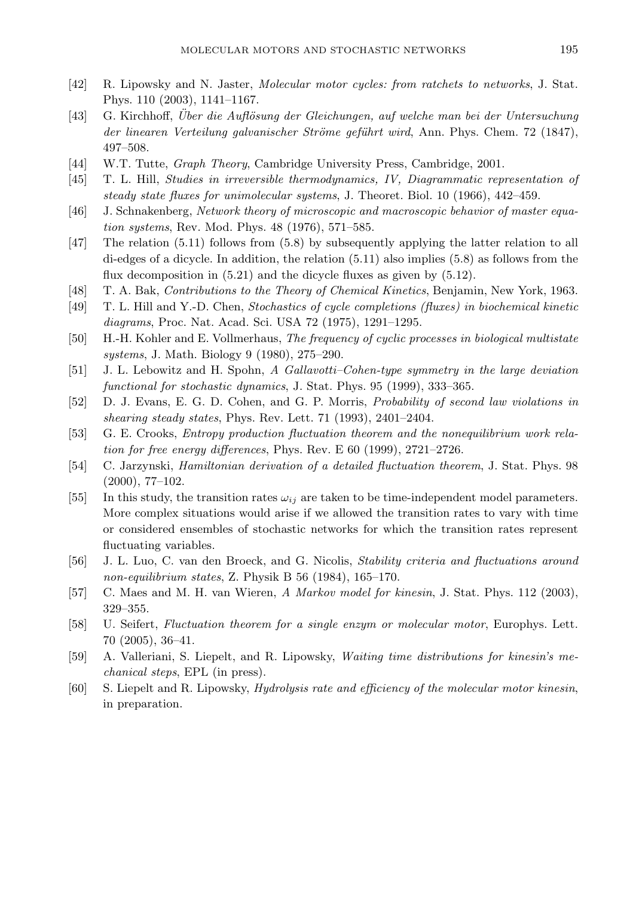[42] R. Lipowsky and N. Jaster, *Molecular motor cycles: from ratchets to networks*, J. Stat. Phys. 110 (2003), 1141–1167.

[43] G. Kirchhoff, *Über die Auflösung der Gleichungen, auf welche man bei der Untersuchung der linearen Verteilung galvanischer Ströme geführt wird*, Ann. Phys. Chem. 72 (1847), 497–508.

[44] W.T. Tutte, *Graph Theory*, Cambridge University Press, Cambridge, 2001.

[45] T. L. Hill, *Studies in irreversible thermodynamics, IV, Diagrammatic representation of steady state fluxes for unimolecular systems*, J. Theoret. Biol. 10 (1966), 442–459.

[46] J. Schnakenberg, *Network theory of microscopic and macroscopic behavior of master equation systems*, Rev. Mod. Phys. 48 (1976), 571–585.

[47] The relation (5.11) follows from (5.8) by subsequently applying the latter relation to all di-edges of a dicycle. In addition, the relation (5.11) also implies (5.8) as follows from the flux decomposition in (5.21) and the dicycle fluxes as given by (5.12).

[48] T. A. Bak, *Contributions to the Theory of Chemical Kinetics*, Benjamin, New York, 1963.

[49] T. L. Hill and Y.-D. Chen, *Stochastics of cycle completions (fluxes) in biochemical kinetic diagrams*, Proc. Nat. Acad. Sci. USA 72 (1975), 1291–1295.

[50] H.-H. Kohler and E. Vollmerhaus, *The frequency of cyclic processes in biological multistate systems*, J. Math. Biology 9 (1980), 275–290.

[51] J. L. Lebowitz and H. Spohn, *A Gallavotti–Cohen-type symmetry in the large deviation functional for stochastic dynamics*, J. Stat. Phys. 95 (1999), 333–365.

[52] D. J. Evans, E. G. D. Cohen, and G. P. Morris, *Probability of second law violations in shearing steady states*, Phys. Rev. Lett. 71 (1993), 2401–2404.

[53] G. E. Crooks, *Entropy production fluctuation theorem and the nonequilibrium work relation for free energy differences*, Phys. Rev. E 60 (1999), 2721–2726.

[54] C. Jarzynski, *Hamiltonian derivation of a detailed fluctuation theorem*, J. Stat. Phys. 98 (2000), 77–102.

[55] In this study, the transition rates $\omega_{ij}$ are taken to be time-independent model parameters. More complex situations would arise if we allowed the transition rates to vary with time or considered ensembles of stochastic networks for which the transition rates represent fluctuating variables.

[56] J. L. Luo, C. van den Broeck, and G. Nicolis, *Stability criteria and fluctuations around non-equilibrium states*, Z. Physik B 56 (1984), 165–170.

[57] C. Maes and M. H. van Wieren, *A Markov model for kinesin*, J. Stat. Phys. 112 (2003), 329–355.

[58] U. Seifert, *Fluctuation theorem for a single enzym or molecular motor*, Europhys. Lett. 70 (2005), 36–41.

[59] A. Valleriani, S. Liepelt, and R. Lipowsky, *Waiting time distributions for kinesin's mechanical steps*, EPL (in press).

[60] S. Liepelt and R. Lipowsky, *Hydrolysis rate and efficiency of the molecular motor kinesin*, in preparation.